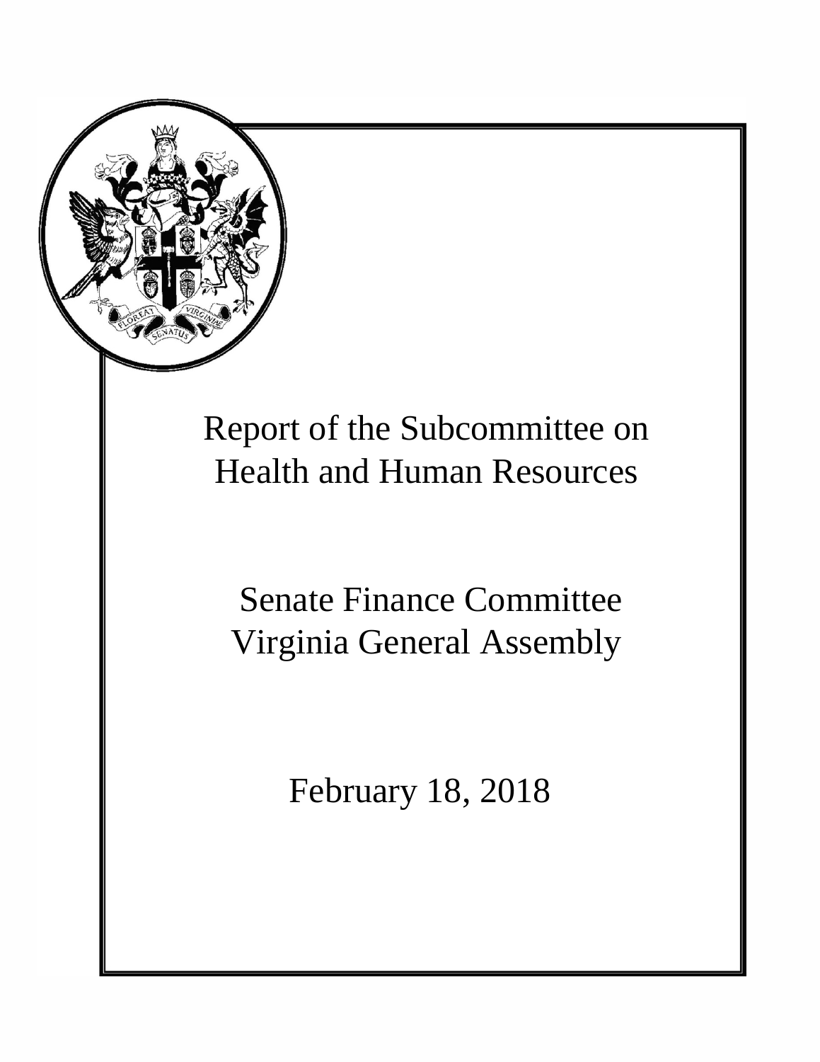# Report of the Subcommittee on Health and Human Resources

## Senate Finance Committee
## Virginia General Assembly

February 18, 2018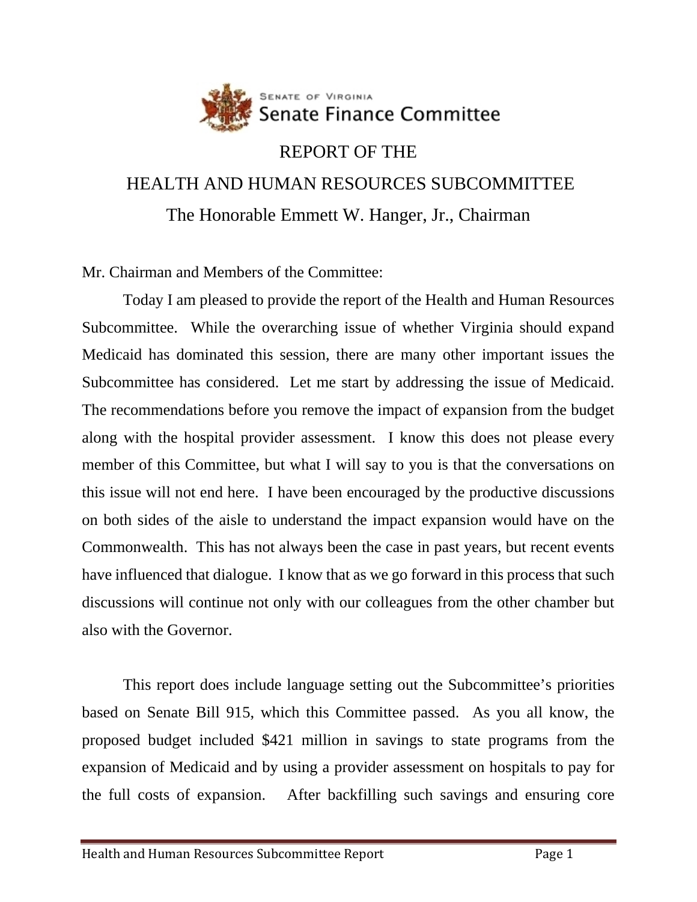Senate of Virginia
Senate Finance Committee

# REPORT OF THE
# HEALTH AND HUMAN RESOURCES SUBCOMMITTEE
## The Honorable Emmett W. Hanger, Jr., Chairman

Mr. Chairman and Members of the Committee:

Today I am pleased to provide the report of the Health and Human Resources Subcommittee. While the overarching issue of whether Virginia should expand Medicaid has dominated this session, there are many other important issues the Subcommittee has considered. Let me start by addressing the issue of Medicaid. The recommendations before you remove the impact of expansion from the budget along with the hospital provider assessment. I know this does not please every member of this Committee, but what I will say to you is that the conversations on this issue will not end here. I have been encouraged by the productive discussions on both sides of the aisle to understand the impact expansion would have on the Commonwealth. This has not always been the case in past years, but recent events have influenced that dialogue. I know that as we go forward in this process that such discussions will continue not only with our colleagues from the other chamber but also with the Governor.

This report does include language setting out the Subcommittee's priorities based on Senate Bill 915, which this Committee passed. As you all know, the proposed budget included $421 million in savings to state programs from the expansion of Medicaid and by using a provider assessment on hospitals to pay for the full costs of expansion. After backfilling such savings and ensuring core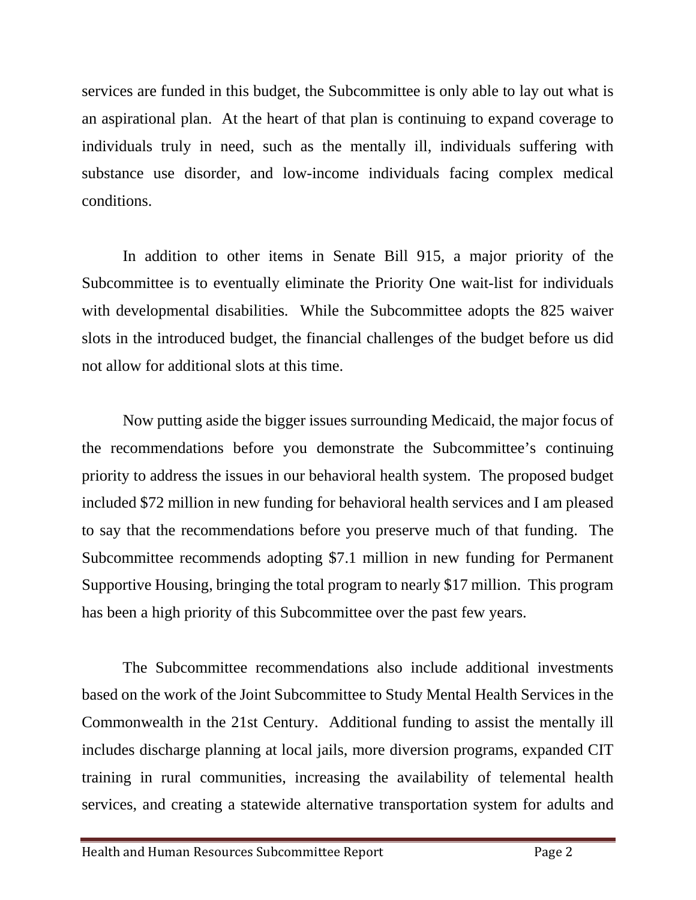services are funded in this budget, the Subcommittee is only able to lay out what is an aspirational plan. At the heart of that plan is continuing to expand coverage to individuals truly in need, such as the mentally ill, individuals suffering with substance use disorder, and low-income individuals facing complex medical conditions.

In addition to other items in Senate Bill 915, a major priority of the Subcommittee is to eventually eliminate the Priority One wait-list for individuals with developmental disabilities. While the Subcommittee adopts the 825 waiver slots in the introduced budget, the financial challenges of the budget before us did not allow for additional slots at this time.

Now putting aside the bigger issues surrounding Medicaid, the major focus of the recommendations before you demonstrate the Subcommittee's continuing priority to address the issues in our behavioral health system. The proposed budget included $72 million in new funding for behavioral health services and I am pleased to say that the recommendations before you preserve much of that funding. The Subcommittee recommends adopting $7.1 million in new funding for Permanent Supportive Housing, bringing the total program to nearly $17 million. This program has been a high priority of this Subcommittee over the past few years.

The Subcommittee recommendations also include additional investments based on the work of the Joint Subcommittee to Study Mental Health Services in the Commonwealth in the 21st Century. Additional funding to assist the mentally ill includes discharge planning at local jails, more diversion programs, expanded CIT training in rural communities, increasing the availability of telemental health services, and creating a statewide alternative transportation system for adults and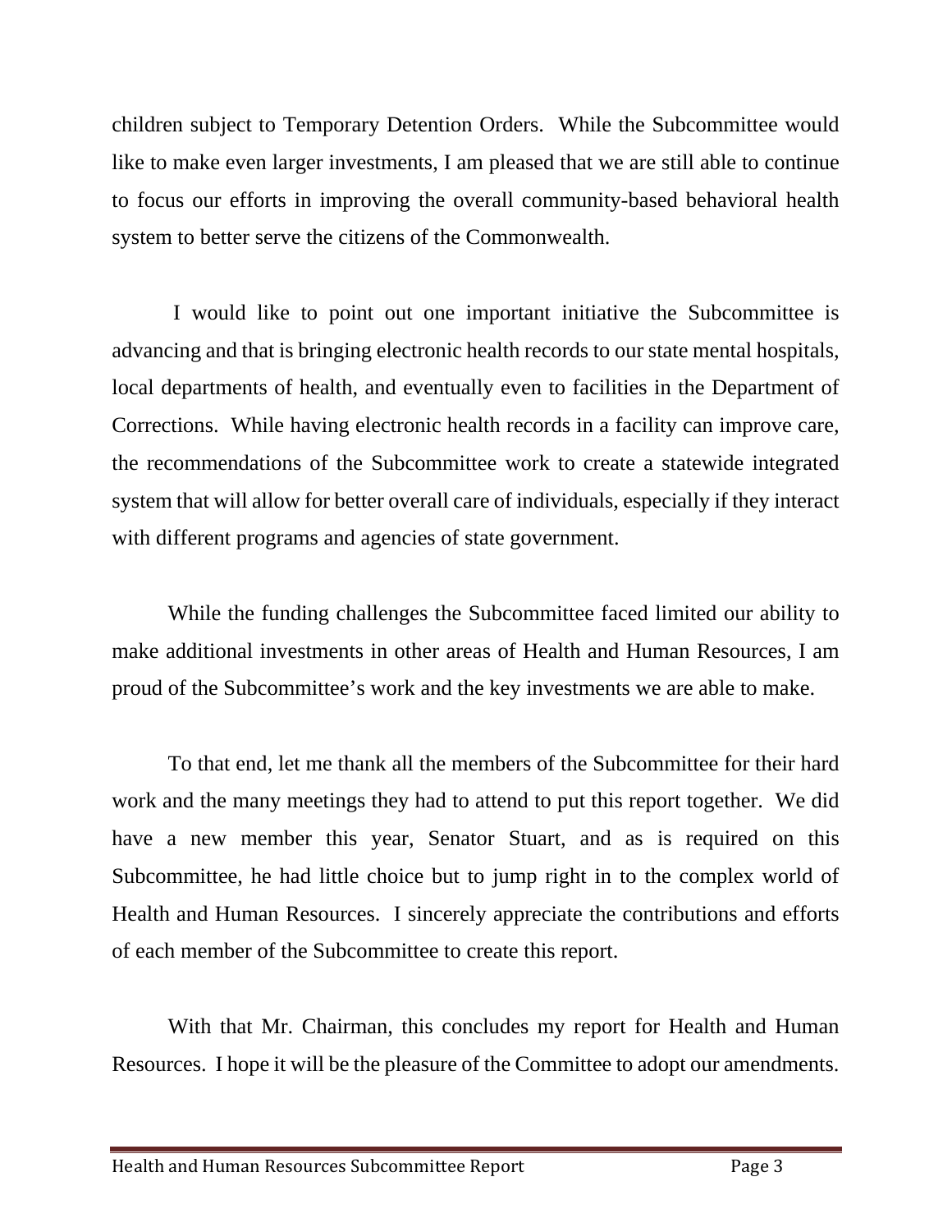children subject to Temporary Detention Orders. While the Subcommittee would like to make even larger investments, I am pleased that we are still able to continue to focus our efforts in improving the overall community-based behavioral health system to better serve the citizens of the Commonwealth.

I would like to point out one important initiative the Subcommittee is advancing and that is bringing electronic health records to our state mental hospitals, local departments of health, and eventually even to facilities in the Department of Corrections. While having electronic health records in a facility can improve care, the recommendations of the Subcommittee work to create a statewide integrated system that will allow for better overall care of individuals, especially if they interact with different programs and agencies of state government.

While the funding challenges the Subcommittee faced limited our ability to make additional investments in other areas of Health and Human Resources, I am proud of the Subcommittee's work and the key investments we are able to make.

To that end, let me thank all the members of the Subcommittee for their hard work and the many meetings they had to attend to put this report together. We did have a new member this year, Senator Stuart, and as is required on this Subcommittee, he had little choice but to jump right in to the complex world of Health and Human Resources. I sincerely appreciate the contributions and efforts of each member of the Subcommittee to create this report.

With that Mr. Chairman, this concludes my report for Health and Human Resources. I hope it will be the pleasure of the Committee to adopt our amendments.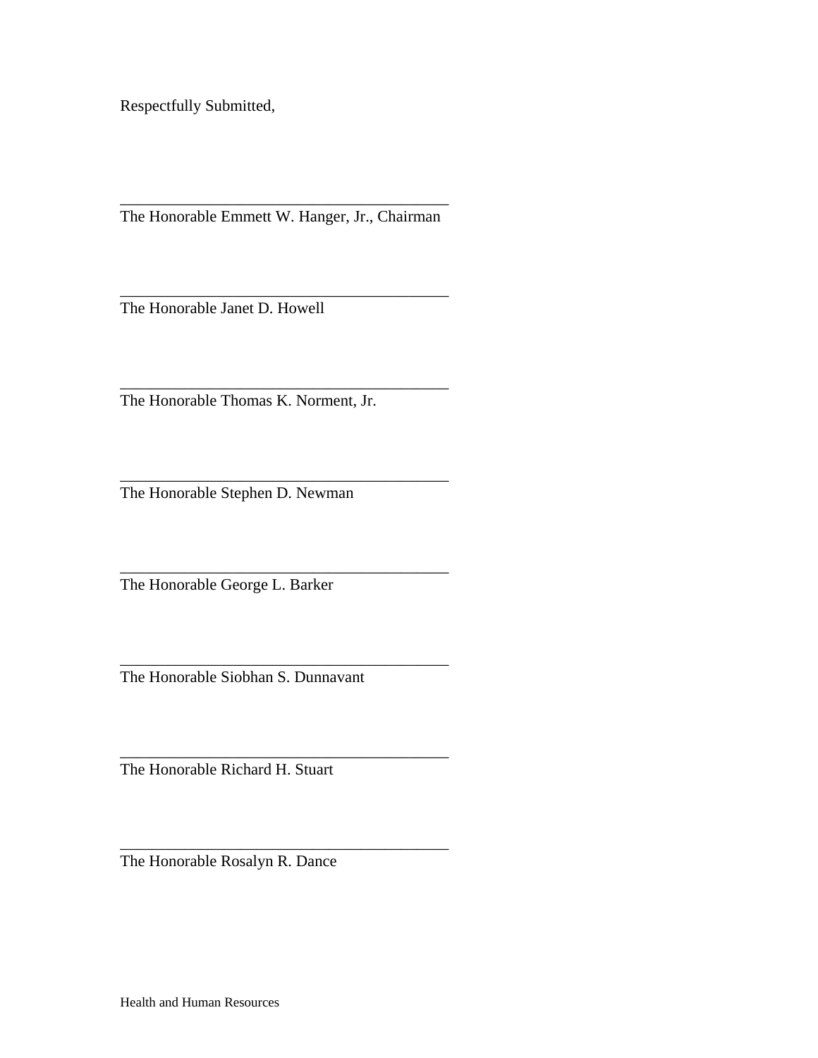Respectfully Submitted,

\_\_\_\_\_\_\_\_\_\_\_\_\_\_\_\_\_\_\_\_\_\_\_\_\_\_\_\_\_\_\_\_\_\_\_\_\_\_\_\_\_\_

The Honorable Emmett W. Hanger, Jr., Chairman

\_\_\_\_\_\_\_\_\_\_\_\_\_\_\_\_\_\_\_\_\_\_\_\_\_\_\_\_\_\_\_\_\_\_\_\_\_\_\_\_\_\_

The Honorable Janet D. Howell

\_\_\_\_\_\_\_\_\_\_\_\_\_\_\_\_\_\_\_\_\_\_\_\_\_\_\_\_\_\_\_\_\_\_\_\_\_\_\_\_\_\_

The Honorable Thomas K. Norment, Jr.

\_\_\_\_\_\_\_\_\_\_\_\_\_\_\_\_\_\_\_\_\_\_\_\_\_\_\_\_\_\_\_\_\_\_\_\_\_\_\_\_\_\_

The Honorable Stephen D. Newman

\_\_\_\_\_\_\_\_\_\_\_\_\_\_\_\_\_\_\_\_\_\_\_\_\_\_\_\_\_\_\_\_\_\_\_\_\_\_\_\_\_\_

The Honorable George L. Barker

\_\_\_\_\_\_\_\_\_\_\_\_\_\_\_\_\_\_\_\_\_\_\_\_\_\_\_\_\_\_\_\_\_\_\_\_\_\_\_\_\_\_

The Honorable Siobhan S. Dunnavant

\_\_\_\_\_\_\_\_\_\_\_\_\_\_\_\_\_\_\_\_\_\_\_\_\_\_\_\_\_\_\_\_\_\_\_\_\_\_\_\_\_\_

The Honorable Richard H. Stuart

\_\_\_\_\_\_\_\_\_\_\_\_\_\_\_\_\_\_\_\_\_\_\_\_\_\_\_\_\_\_\_\_\_\_\_\_\_\_\_\_\_\_

The Honorable Rosalyn R. Dance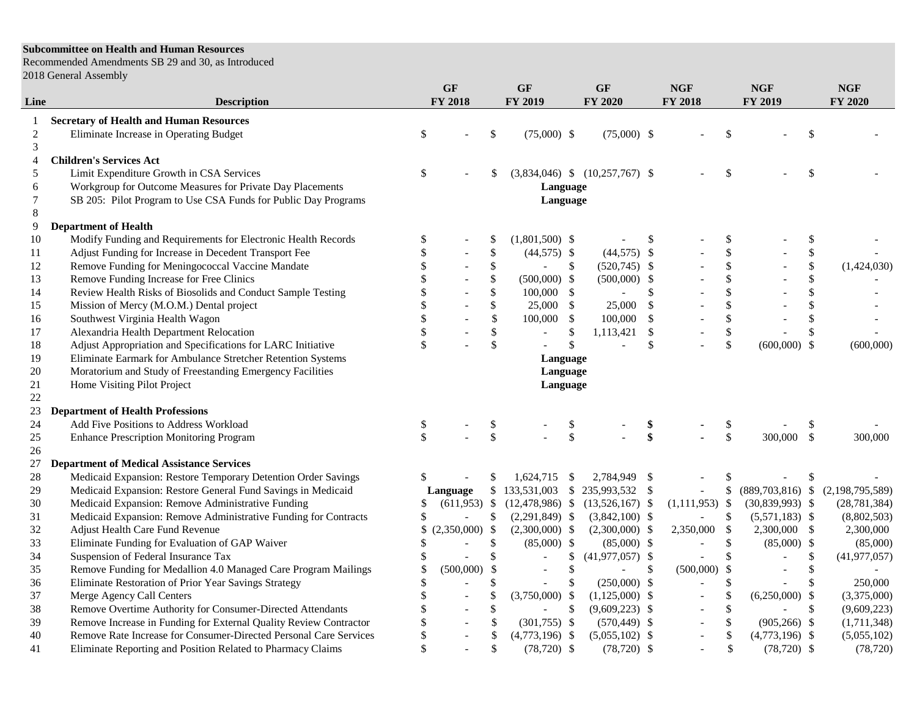**Subcommittee on Health and Human Resources**
Recommended Amendments SB 29 and 30, as Introduced
2018 General Assembly

| Line | Description | GF FY 2018 | GF FY 2019 | GF FY 2020 | NGF FY 2018 | NGF FY 2019 | NGF FY 2020 |
|---|---|---|---|---|---|---|---|
| 1 | **Secretary of Health and Human Resources** | | | | | | |
| 2 | Eliminate Increase in Operating Budget | $ - | $ (75,000) | $ (75,000) | $ - | $ - | $ - |
| 3 | | | | | | | |
| 4 | **Children's Services Act** | | | | | | |
| 5 | Limit Expenditure Growth in CSA Services | $ - | $ (3,834,046) | $ (10,257,767) | $ - | $ - | $ - |
| 6 | Workgroup for Outcome Measures for Private Day Placements | | Language | | | | |
| 7 | SB 205: Pilot Program to Use CSA Funds for Public Day Programs | | Language | | | | |
| 8 | | | | | | | |
| 9 | **Department of Health** | | | | | | |
| 10 | Modify Funding and Requirements for Electronic Health Records | $ - | $ (1,801,500) | $ - | $ - | $ - | $ - |
| 11 | Adjust Funding for Increase in Decedent Transport Fee | $ - | $ (44,575) | $ (44,575) | $ - | $ - | $ - |
| 12 | Remove Funding for Meningococcal Vaccine Mandate | $ - | $ - | $ (520,745) | $ - | $ - | $ (1,424,030) |
| 13 | Remove Funding Increase for Free Clinics | $ - | $ (500,000) | $ (500,000) | $ - | $ - | $ - |
| 14 | Review Health Risks of Biosolids and Conduct Sample Testing | $ - | $ 100,000 | $ - | $ - | $ - | $ - |
| 15 | Mission of Mercy (M.O.M.) Dental project | $ - | $ 25,000 | $ 25,000 | $ - | $ - | $ - |
| 16 | Southwest Virginia Health Wagon | $ - | $ 100,000 | $ 100,000 | $ - | $ - | $ - |
| 17 | Alexandria Health Department Relocation | $ - | $ - | $ 1,113,421 | $ - | $ - | $ - |
| 18 | Adjust Appropriation and Specifications for LARC Initiative | $ - | $ - | $ - | $ - | $ (600,000) | $ (600,000) |
| 19 | Eliminate Earmark for Ambulance Stretcher Retention Systems | | Language | | | | |
| 20 | Moratorium and Study of Freestanding Emergency Facilities | | Language | | | | |
| 21 | Home Visiting Pilot Project | | Language | | | | |
| 22 | | | | | | | |
| 23 | **Department of Health Professions** | | | | | | |
| 24 | Add Five Positions to Address Workload | $ - | $ - | $ - | **$ -** | $ - | $ - |
| 25 | Enhance Prescription Monitoring Program | $ - | $ - | $ - | **$ -** | $ 300,000 | $ 300,000 |
| 26 | | | | | | | |
| 27 | **Department of Medical Assistance Services** | | | | | | |
| 28 | Medicaid Expansion: Restore Temporary Detention Order Savings | $ - | $ 1,624,715 | $ 2,784,949 | $ - | $ - | $ - |
| 29 | Medicaid Expansion: Restore General Fund Savings in Medicaid | **Language** | $ 133,531,003 | $ 235,993,532 | $ - | $ (889,703,816) | $ (2,198,795,589) |
| 30 | Medicaid Expansion: Remove Administrative Funding | $ (611,953) | $ (12,478,986) | $ (13,526,167) | $ (1,111,953) | $ (30,839,993) | $ (28,781,384) |
| 31 | Medicaid Expansion: Remove Administrative Funding for Contracts | $ - | $ (2,291,849) | $ (3,842,100) | $ - | $ (5,571,183) | $ (8,802,503) |
| 32 | Adjust Health Care Fund Revenue | $ (2,350,000) | $ (2,300,000) | $ (2,300,000) | $ 2,350,000 | $ 2,300,000 | $ 2,300,000 |
| 33 | Eliminate Funding for Evaluation of GAP Waiver | $ - | $ (85,000) | $ (85,000) | $ - | $ (85,000) | $ (85,000) |
| 34 | Suspension of Federal Insurance Tax | $ - | $ - | $ (41,977,057) | $ - | $ - | $ (41,977,057) |
| 35 | Remove Funding for Medallion 4.0 Managed Care Program Mailings | $ (500,000) | $ - | $ - | $ (500,000) | $ - | $ - |
| 36 | Eliminate Restoration of Prior Year Savings Strategy | $ - | $ - | $ (250,000) | $ - | $ - | $ 250,000 |
| 37 | Merge Agency Call Centers | $ - | $ (3,750,000) | $ (1,125,000) | $ - | $ (6,250,000) | $ (3,375,000) |
| 38 | Remove Overtime Authority for Consumer-Directed Attendants | $ - | $ - | $ (9,609,223) | $ - | $ - | $ (9,609,223) |
| 39 | Remove Increase in Funding for External Quality Review Contractor | $ - | $ (301,755) | $ (570,449) | $ - | $ (905,266) | $ (1,711,348) |
| 40 | Remove Rate Increase for Consumer-Directed Personal Care Services | $ - | $ (4,773,196) | $ (5,055,102) | $ - | $ (4,773,196) | $ (5,055,102) |
| 41 | Eliminate Reporting and Position Related to Pharmacy Claims | $ - | $ (78,720) | $ (78,720) | $ - | $ (78,720) | $ (78,720) |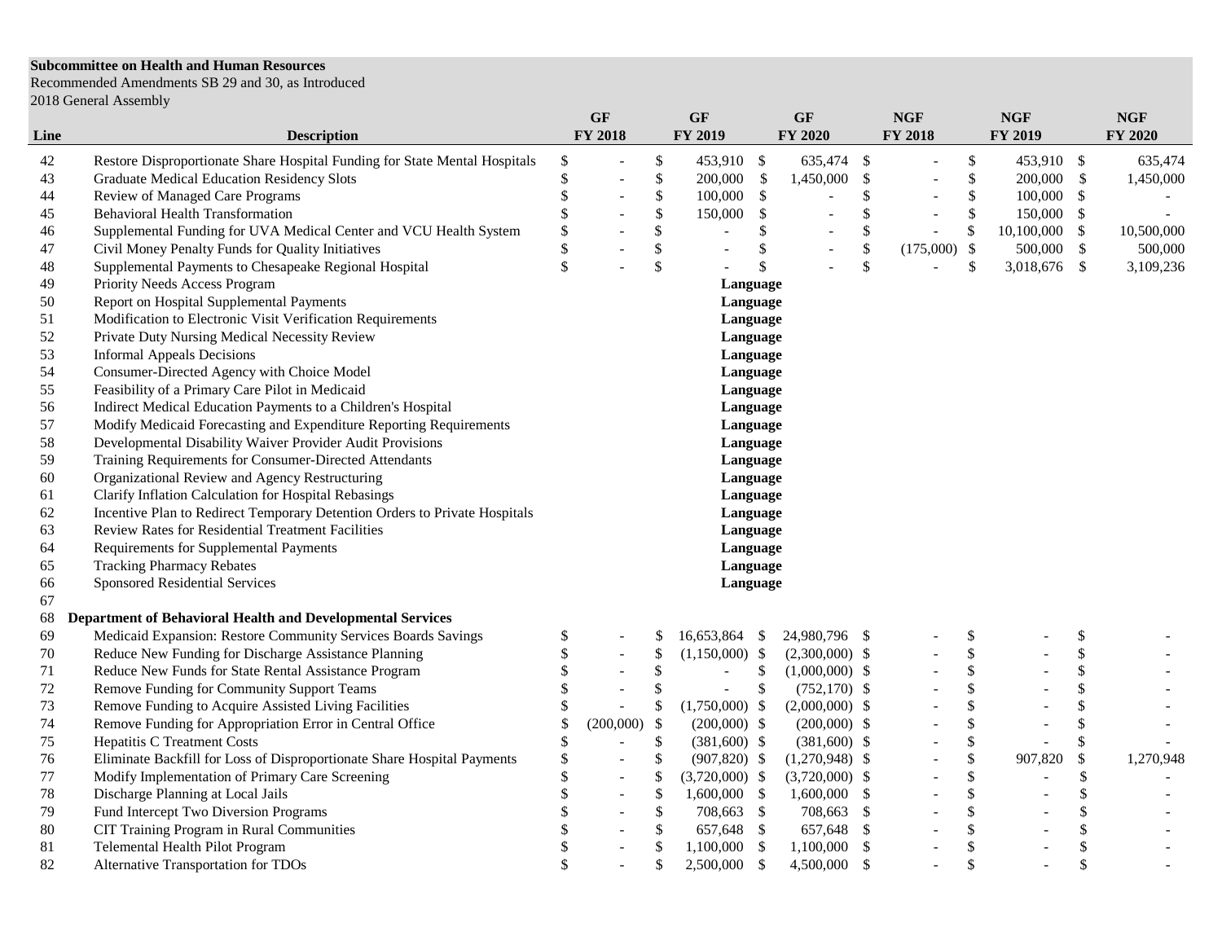**Subcommittee on Health and Human Resources**
Recommended Amendments SB 29 and 30, as Introduced
2018 General Assembly

| Line | Description | GF FY 2018 | GF FY 2019 | GF FY 2020 | NGF FY 2018 | NGF FY 2019 | NGF FY 2020 |
|---|---|---|---|---|---|---|---|
| 42 | Restore Disproportionate Share Hospital Funding for State Mental Hospitals | $ - | $ 453,910 | $ 635,474 | $ - | $ 453,910 | $ 635,474 |
| 43 | Graduate Medical Education Residency Slots | $ - | $ 200,000 | $ 1,450,000 | $ - | $ 200,000 | $ 1,450,000 |
| 44 | Review of Managed Care Programs | $ - | $ 100,000 | $ - | $ - | $ 100,000 | $ - |
| 45 | Behavioral Health Transformation | $ - | $ 150,000 | $ - | $ - | $ 150,000 | $ - |
| 46 | Supplemental Funding for UVA Medical Center and VCU Health System | $ - | $ - | $ - | $ - | $ 10,100,000 | $ 10,500,000 |
| 47 | Civil Money Penalty Funds for Quality Initiatives | $ - | $ - | $ - | $ (175,000) | $ 500,000 | $ 500,000 |
| 48 | Supplemental Payments to Chesapeake Regional Hospital | $ - | $ - | $ - | $ - | $ 3,018,676 | $ 3,109,236 |
| 49 | Priority Needs Access Program | | | Language | | | |
| 50 | Report on Hospital Supplemental Payments | | | Language | | | |
| 51 | Modification to Electronic Visit Verification Requirements | | | Language | | | |
| 52 | Private Duty Nursing Medical Necessity Review | | | Language | | | |
| 53 | Informal Appeals Decisions | | | Language | | | |
| 54 | Consumer-Directed Agency with Choice Model | | | Language | | | |
| 55 | Feasibility of a Primary Care Pilot in Medicaid | | | Language | | | |
| 56 | Indirect Medical Education Payments to a Children's Hospital | | | Language | | | |
| 57 | Modify Medicaid Forecasting and Expenditure Reporting Requirements | | | Language | | | |
| 58 | Developmental Disability Waiver Provider Audit Provisions | | | Language | | | |
| 59 | Training Requirements for Consumer-Directed Attendants | | | Language | | | |
| 60 | Organizational Review and Agency Restructuring | | | Language | | | |
| 61 | Clarify Inflation Calculation for Hospital Rebasings | | | Language | | | |
| 62 | Incentive Plan to Redirect Temporary Detention Orders to Private Hospitals | | | Language | | | |
| 63 | Review Rates for Residential Treatment Facilities | | | Language | | | |
| 64 | Requirements for Supplemental Payments | | | Language | | | |
| 65 | Tracking Pharmacy Rebates | | | Language | | | |
| 66 | Sponsored Residential Services | | | Language | | | |
| 67 | | | | | | | |
| 68 | **Department of Behavioral Health and Developmental Services** | | | | | | |
| 69 | Medicaid Expansion: Restore Community Services Boards Savings | $ - | $ 16,653,864 | $ 24,980,796 | $ - | $ - | $ - |
| 70 | Reduce New Funding for Discharge Assistance Planning | $ - | $ (1,150,000) | $ (2,300,000) | $ - | $ - | $ - |
| 71 | Reduce New Funds for State Rental Assistance Program | $ - | $ - | $ (1,000,000) | $ - | $ - | $ - |
| 72 | Remove Funding for Community Support Teams | $ - | $ - | $ (752,170) | $ - | $ - | $ - |
| 73 | Remove Funding to Acquire Assisted Living Facilities | $ - | $ (1,750,000) | $ (2,000,000) | $ - | $ - | $ - |
| 74 | Remove Funding for Appropriation Error in Central Office | $ (200,000) | $ (200,000) | $ (200,000) | $ - | $ - | $ - |
| 75 | Hepatitis C Treatment Costs | $ - | $ (381,600) | $ (381,600) | $ - | $ - | $ - |
| 76 | Eliminate Backfill for Loss of Disproportionate Share Hospital Payments | $ - | $ (907,820) | $ (1,270,948) | $ - | $ 907,820 | $ 1,270,948 |
| 77 | Modify Implementation of Primary Care Screening | $ - | $ (3,720,000) | $ (3,720,000) | $ - | $ - | $ - |
| 78 | Discharge Planning at Local Jails | $ - | $ 1,600,000 | $ 1,600,000 | $ - | $ - | $ - |
| 79 | Fund Intercept Two Diversion Programs | $ - | $ 708,663 | $ 708,663 | $ - | $ - | $ - |
| 80 | CIT Training Program in Rural Communities | $ - | $ 657,648 | $ 657,648 | $ - | $ - | $ - |
| 81 | Telemental Health Pilot Program | $ - | $ 1,100,000 | $ 1,100,000 | $ - | $ - | $ - |
| 82 | Alternative Transportation for TDOs | $ - | $ 2,500,000 | $ 4,500,000 | $ - | $ - | $ - |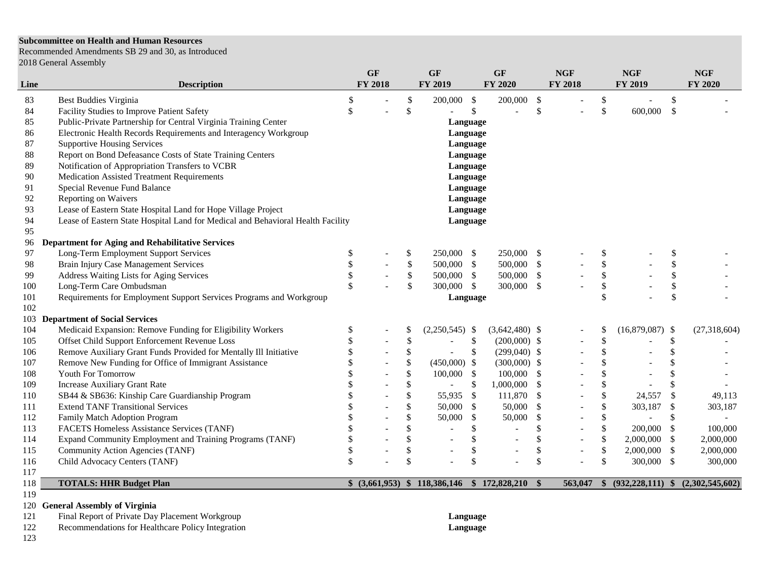**Subcommittee on Health and Human Resources**
Recommended Amendments SB 29 and 30, as Introduced
2018 General Assembly

| Line | Description | GF FY 2018 | GF FY 2019 | GF FY 2020 | NGF FY 2018 | NGF FY 2019 | NGF FY 2020 |
|---|---|---|---|---|---|---|---|
| 83 | Best Buddies Virginia | $ - | $ 200,000 | $ 200,000 | $ - | $ - | $ - |
| 84 | Facility Studies to Improve Patient Safety | $ - | $ - | $ - | $ - | $ 600,000 | $ - |
| 85 | Public-Private Partnership for Central Virginia Training Center | | Language | | | | |
| 86 | Electronic Health Records Requirements and Interagency Workgroup | | Language | | | | |
| 87 | Supportive Housing Services | | Language | | | | |
| 88 | Report on Bond Defeasance Costs of State Training Centers | | Language | | | | |
| 89 | Notification of Appropriation Transfers to VCBR | | Language | | | | |
| 90 | Medication Assisted Treatment Requirements | | Language | | | | |
| 91 | Special Revenue Fund Balance | | Language | | | | |
| 92 | Reporting on Waivers | | Language | | | | |
| 93 | Lease of Eastern State Hospital Land for Hope Village Project | | Language | | | | |
| 94 | Lease of Eastern State Hospital Land for Medical and Behavioral Health Facility | | Language | | | | |
| 95 | | | | | | | |
| 96 | **Department for Aging and Rehabilitative Services** | | | | | | |
| 97 | Long-Term Employment Support Services | $ - | $ 250,000 | $ 250,000 | $ - | $ - | $ - |
| 98 | Brain Injury Case Management Services | $ - | $ 500,000 | $ 500,000 | $ - | $ - | $ - |
| 99 | Address Waiting Lists for Aging Services | $ - | $ 500,000 | $ 500,000 | $ - | $ - | $ - |
| 100 | Long-Term Care Ombudsman | $ - | $ 300,000 | $ 300,000 | $ - | $ - | $ - |
| 101 | Requirements for Employment Support Services Programs and Workgroup | | Language | | | $ - | $ - |
| 102 | | | | | | | |
| 103 | **Department of Social Services** | | | | | | |
| 104 | Medicaid Expansion: Remove Funding for Eligibility Workers | $ - | $ (2,250,545) | $ (3,642,480) | $ - | $ (16,879,087) | $ (27,318,604) |
| 105 | Offset Child Support Enforcement Revenue Loss | $ - | $ - | $ (200,000) | $ - | $ - | $ - |
| 106 | Remove Auxiliary Grant Funds Provided for Mentally Ill Initiative | $ - | $ - | $ (299,040) | $ - | $ - | $ - |
| 107 | Remove New Funding for Office of Immigrant Assistance | $ - | $ (450,000) | $ (300,000) | $ - | $ - | $ - |
| 108 | Youth For Tomorrow | $ - | $ 100,000 | $ 100,000 | $ - | $ - | $ - |
| 109 | Increase Auxiliary Grant Rate | $ - | $ - | $ 1,000,000 | $ - | $ - | $ - |
| 110 | SB44 & SB636: Kinship Care Guardianship Program | $ - | $ 55,935 | $ 111,870 | $ - | $ 24,557 | $ 49,113 |
| 111 | Extend TANF Transitional Services | $ - | $ 50,000 | $ 50,000 | $ - | $ 303,187 | $ 303,187 |
| 112 | Family Match Adoption Program | $ - | $ 50,000 | $ 50,000 | $ - | $ - | $ - |
| 113 | FACETS Homeless Assistance Services (TANF) | $ - | $ - | $ - | $ - | $ 200,000 | $ 100,000 |
| 114 | Expand Community Employment and Training Programs (TANF) | $ - | $ - | $ - | $ - | $ 2,000,000 | $ 2,000,000 |
| 115 | Community Action Agencies (TANF) | $ - | $ - | $ - | $ - | $ 2,000,000 | $ 2,000,000 |
| 116 | Child Advocacy Centers (TANF) | $ - | $ - | $ - | $ - | $ 300,000 | $ 300,000 |
| 117 | | | | | | | |
| 118 | **TOTALS: HHR Budget Plan** | **$ (3,661,953)** | **$ 118,386,146** | **$ 172,828,210** | **$ 563,047** | **$ (932,228,111)** | **$ (2,302,545,602)** |
| 119 | | | | | | | |
| 120 | **General Assembly of Virginia** | | | | | | |
| 121 | Final Report of Private Day Placement Workgroup | | Language | | | | |
| 122 | Recommendations for Healthcare Policy Integration | | Language | | | | |
| 123 | | | | | | | |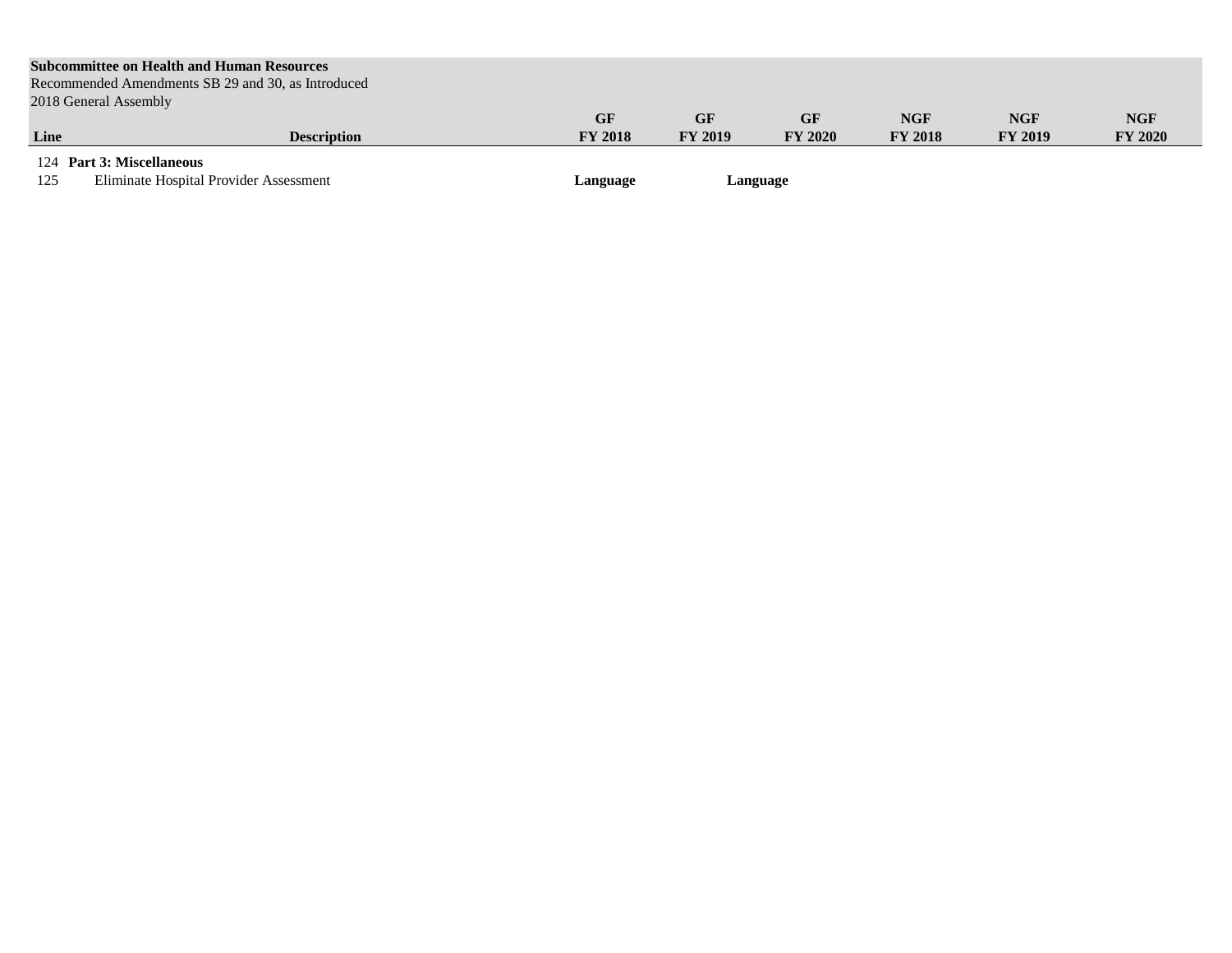**Subcommittee on Health and Human Resources**
Recommended Amendments SB 29 and 30, as Introduced
2018 General Assembly

| Line | Description | GF FY 2018 | GF FY 2019 | GF FY 2020 | NGF FY 2018 | NGF FY 2019 | NGF FY 2020 |
|---|---|---|---|---|---|---|---|
| 124 | **Part 3: Miscellaneous** | | | | | | |
| 125 | Eliminate Hospital Provider Assessment | **Language** | **Language** | | | | |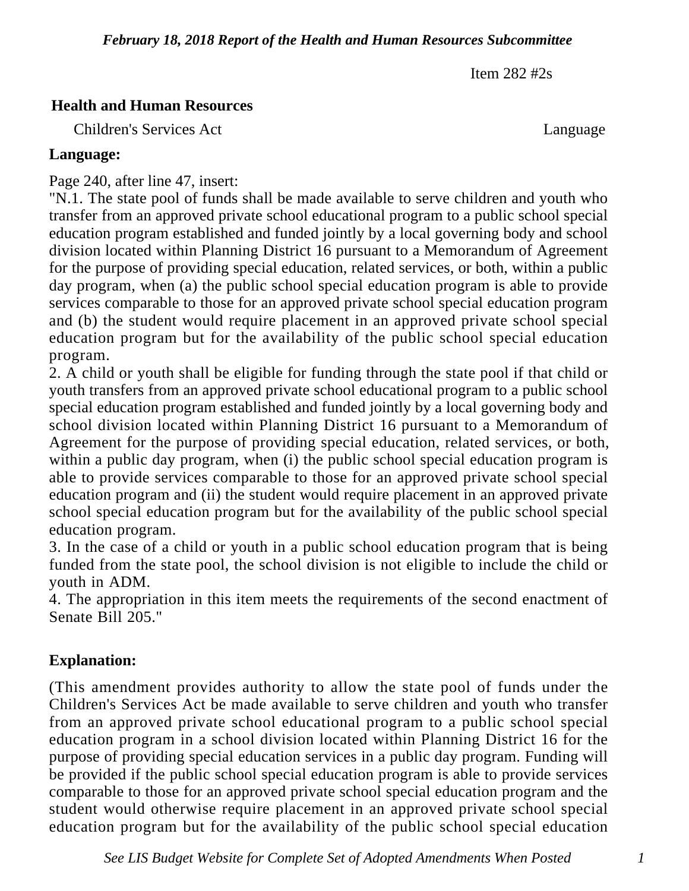Item 282 #2s

**Health and Human Resources**

Children's Services Act — Language

**Language:**

Page 240, after line 47, insert:

"N.1. The state pool of funds shall be made available to serve children and youth who transfer from an approved private school educational program to a public school special education program established and funded jointly by a local governing body and school division located within Planning District 16 pursuant to a Memorandum of Agreement for the purpose of providing special education, related services, or both, within a public day program, when (a) the public school special education program is able to provide services comparable to those for an approved private school special education program and (b) the student would require placement in an approved private school special education program but for the availability of the public school special education program.

2. A child or youth shall be eligible for funding through the state pool if that child or youth transfers from an approved private school educational program to a public school special education program established and funded jointly by a local governing body and school division located within Planning District 16 pursuant to a Memorandum of Agreement for the purpose of providing special education, related services, or both, within a public day program, when (i) the public school special education program is able to provide services comparable to those for an approved private school special education program and (ii) the student would require placement in an approved private school special education program but for the availability of the public school special education program.

3. In the case of a child or youth in a public school education program that is being funded from the state pool, the school division is not eligible to include the child or youth in ADM.

4. The appropriation in this item meets the requirements of the second enactment of Senate Bill 205."

**Explanation:**

(This amendment provides authority to allow the state pool of funds under the Children's Services Act be made available to serve children and youth who transfer from an approved private school educational program to a public school special education program in a school division located within Planning District 16 for the purpose of providing special education services in a public day program. Funding will be provided if the public school special education program is able to provide services comparable to those for an approved private school special education program and the student would otherwise require placement in an approved private school special education program but for the availability of the public school special education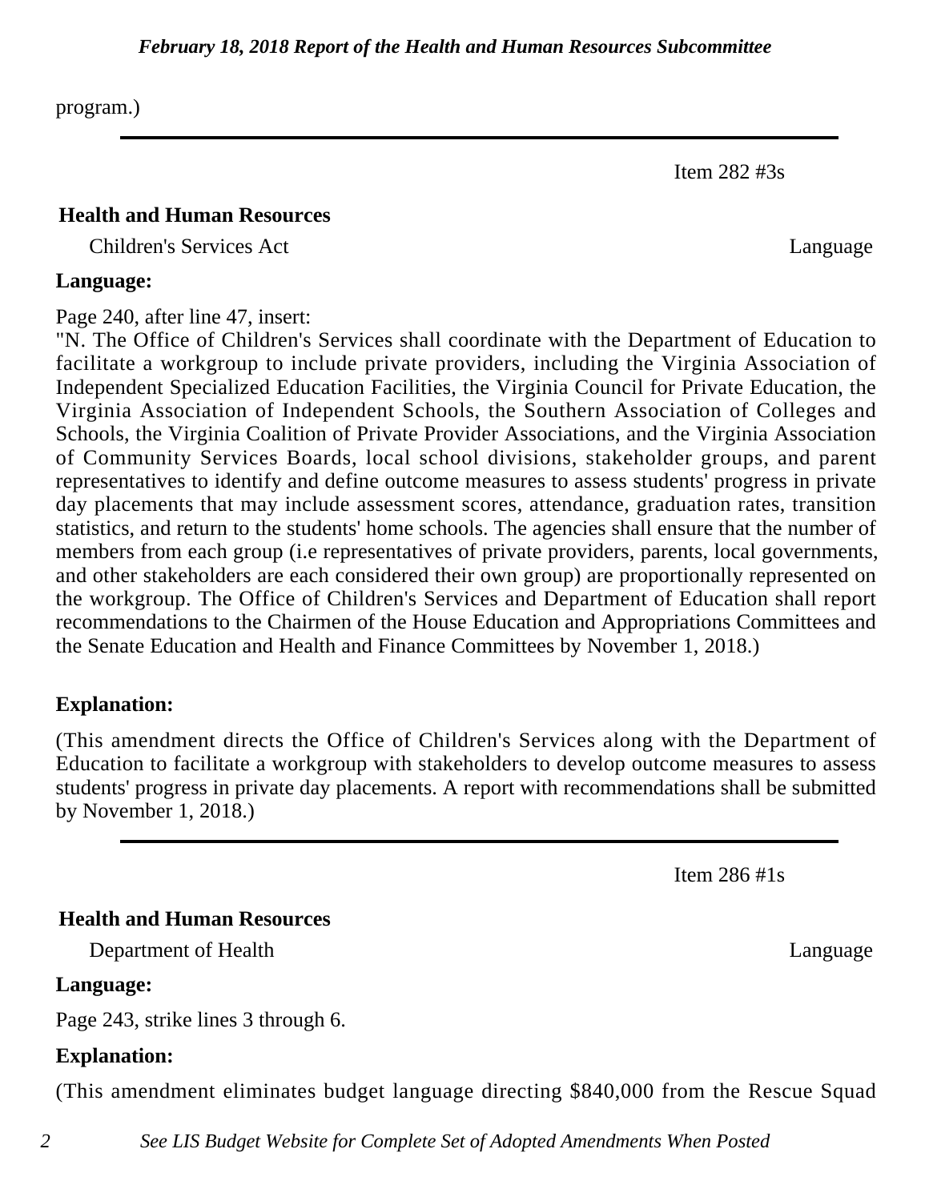program.)

---

Item 282 #3s

**Health and Human Resources**

Children's Services Act — Language

**Language:**

Page 240, after line 47, insert:

"N. The Office of Children's Services shall coordinate with the Department of Education to facilitate a workgroup to include private providers, including the Virginia Association of Independent Specialized Education Facilities, the Virginia Council for Private Education, the Virginia Association of Independent Schools, the Southern Association of Colleges and Schools, the Virginia Coalition of Private Provider Associations, and the Virginia Association of Community Services Boards, local school divisions, stakeholder groups, and parent representatives to identify and define outcome measures to assess students' progress in private day placements that may include assessment scores, attendance, graduation rates, transition statistics, and return to the students' home schools. The agencies shall ensure that the number of members from each group (i.e representatives of private providers, parents, local governments, and other stakeholders are each considered their own group) are proportionally represented on the workgroup. The Office of Children's Services and Department of Education shall report recommendations to the Chairmen of the House Education and Appropriations Committees and the Senate Education and Health and Finance Committees by November 1, 2018.)

**Explanation:**

(This amendment directs the Office of Children's Services along with the Department of Education to facilitate a workgroup with stakeholders to develop outcome measures to assess students' progress in private day placements. A report with recommendations shall be submitted by November 1, 2018.)

---

Item 286 #1s

**Health and Human Resources**

Department of Health — Language

**Language:**

Page 243, strike lines 3 through 6.

**Explanation:**

(This amendment eliminates budget language directing $840,000 from the Rescue Squad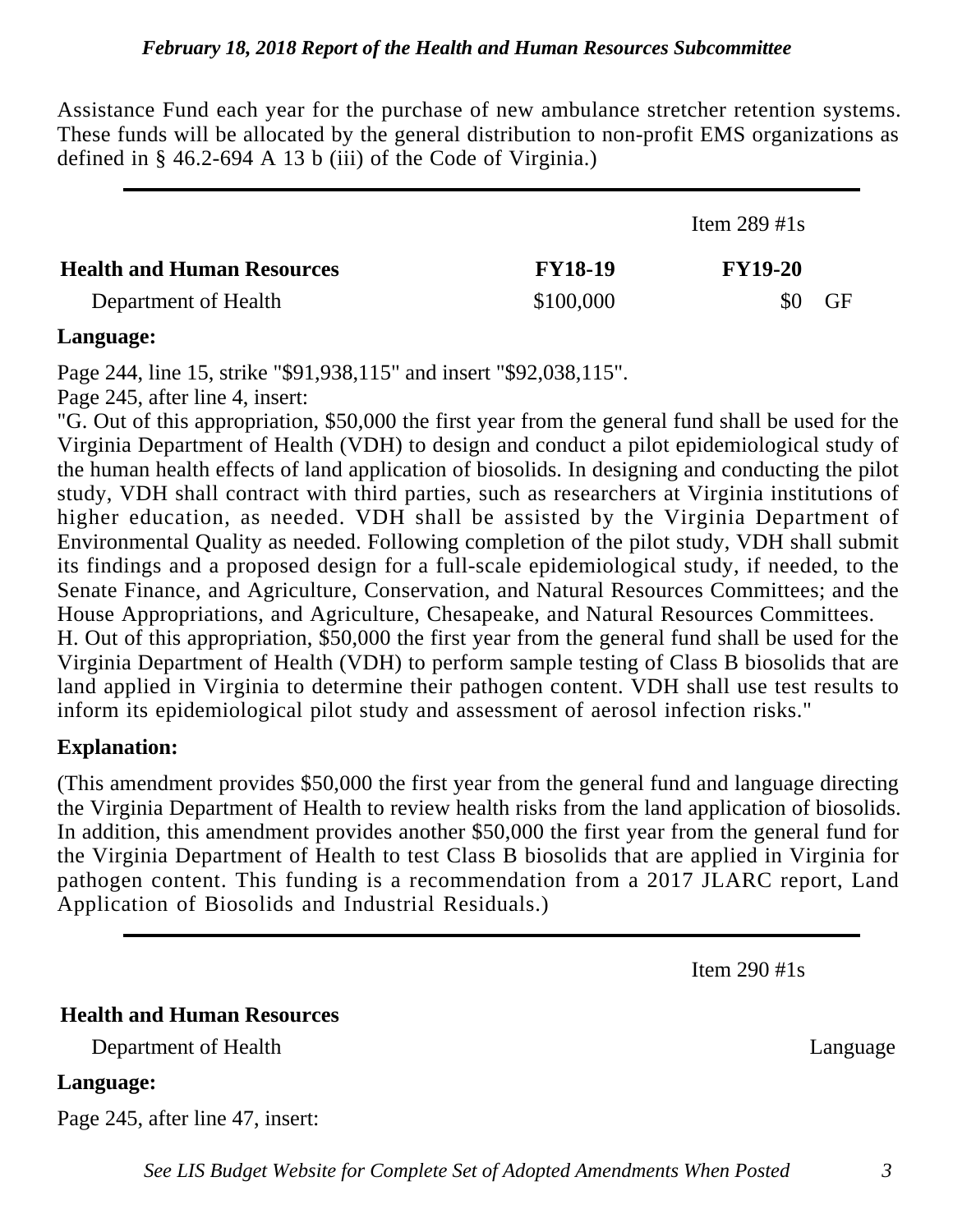Assistance Fund each year for the purchase of new ambulance stretcher retention systems. These funds will be allocated by the general distribution to non-profit EMS organizations as defined in § 46.2-694 A 13 b (iii) of the Code of Virginia.)

---

| | | Item 289 #1s | |
|---|---|---|---|
| **Health and Human Resources** | **FY18-19** | **FY19-20** | |
| Department of Health | $100,000 | $0 | GF |

**Language:**

Page 244, line 15, strike "$91,938,115" and insert "$92,038,115".

Page 245, after line 4, insert:

"G. Out of this appropriation, $50,000 the first year from the general fund shall be used for the Virginia Department of Health (VDH) to design and conduct a pilot epidemiological study of the human health effects of land application of biosolids. In designing and conducting the pilot study, VDH shall contract with third parties, such as researchers at Virginia institutions of higher education, as needed. VDH shall be assisted by the Virginia Department of Environmental Quality as needed. Following completion of the pilot study, VDH shall submit its findings and a proposed design for a full-scale epidemiological study, if needed, to the Senate Finance, and Agriculture, Conservation, and Natural Resources Committees; and the House Appropriations, and Agriculture, Chesapeake, and Natural Resources Committees.

H. Out of this appropriation, $50,000 the first year from the general fund shall be used for the Virginia Department of Health (VDH) to perform sample testing of Class B biosolids that are land applied in Virginia to determine their pathogen content. VDH shall use test results to inform its epidemiological pilot study and assessment of aerosol infection risks."

**Explanation:**

(This amendment provides $50,000 the first year from the general fund and language directing the Virginia Department of Health to review health risks from the land application of biosolids. In addition, this amendment provides another $50,000 the first year from the general fund for the Virginia Department of Health to test Class B biosolids that are applied in Virginia for pathogen content. This funding is a recommendation from a 2017 JLARC report, Land Application of Biosolids and Industrial Residuals.)

---

Item 290 #1s

| **Health and Human Resources** | |
|---|---|
| Department of Health | Language |

**Language:**

Page 245, after line 47, insert: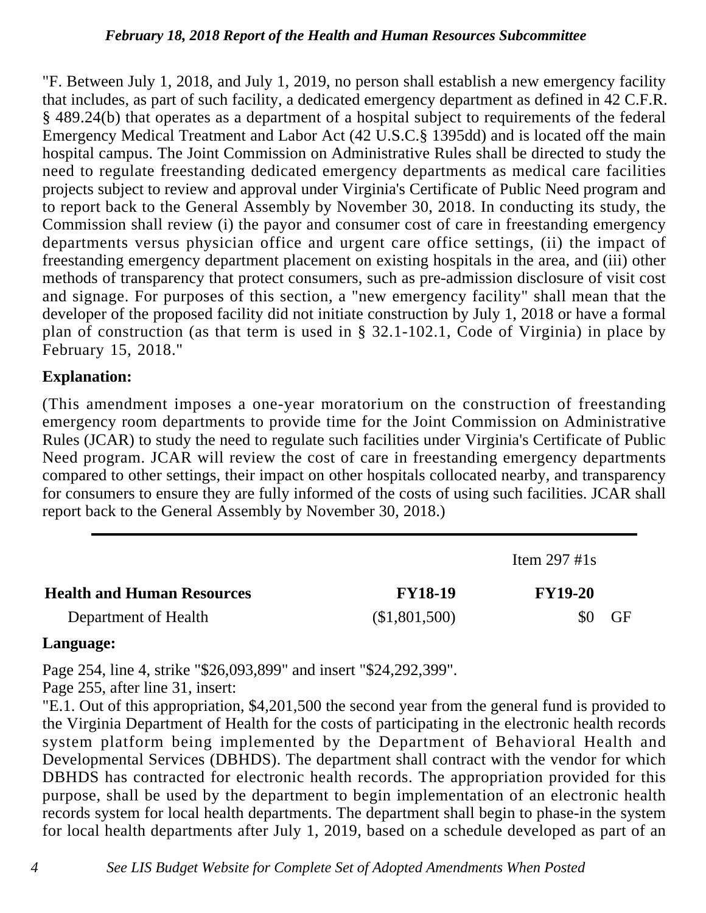"F. Between July 1, 2018, and July 1, 2019, no person shall establish a new emergency facility that includes, as part of such facility, a dedicated emergency department as defined in 42 C.F.R. § 489.24(b) that operates as a department of a hospital subject to requirements of the federal Emergency Medical Treatment and Labor Act (42 U.S.C.§ 1395dd) and is located off the main hospital campus. The Joint Commission on Administrative Rules shall be directed to study the need to regulate freestanding dedicated emergency departments as medical care facilities projects subject to review and approval under Virginia's Certificate of Public Need program and to report back to the General Assembly by November 30, 2018. In conducting its study, the Commission shall review (i) the payor and consumer cost of care in freestanding emergency departments versus physician office and urgent care office settings, (ii) the impact of freestanding emergency department placement on existing hospitals in the area, and (iii) other methods of transparency that protect consumers, such as pre-admission disclosure of visit cost and signage. For purposes of this section, a "new emergency facility" shall mean that the developer of the proposed facility did not initiate construction by July 1, 2018 or have a formal plan of construction (as that term is used in § 32.1-102.1, Code of Virginia) in place by February 15, 2018."

**Explanation:**

(This amendment imposes a one-year moratorium on the construction of freestanding emergency room departments to provide time for the Joint Commission on Administrative Rules (JCAR) to study the need to regulate such facilities under Virginia's Certificate of Public Need program. JCAR will review the cost of care in freestanding emergency departments compared to other settings, their impact on other hospitals collocated nearby, and transparency for consumers to ensure they are fully informed of the costs of using such facilities. JCAR shall report back to the General Assembly by November 30, 2018.)

---

| | | Item 297 #1s | |
|---|---|---|---|
| **Health and Human Resources** | **FY18-19** | **FY19-20** | |
| Department of Health | ($1,801,500) | $0 | GF |

**Language:**

Page 254, line 4, strike "$26,093,899" and insert "$24,292,399".
Page 255, after line 31, insert:
"E.1. Out of this appropriation, $4,201,500 the second year from the general fund is provided to the Virginia Department of Health for the costs of participating in the electronic health records system platform being implemented by the Department of Behavioral Health and Developmental Services (DBHDS). The department shall contract with the vendor for which DBHDS has contracted for electronic health records. The appropriation provided for this purpose, shall be used by the department to begin implementation of an electronic health records system for local health departments. The department shall begin to phase-in the system for local health departments after July 1, 2019, based on a schedule developed as part of an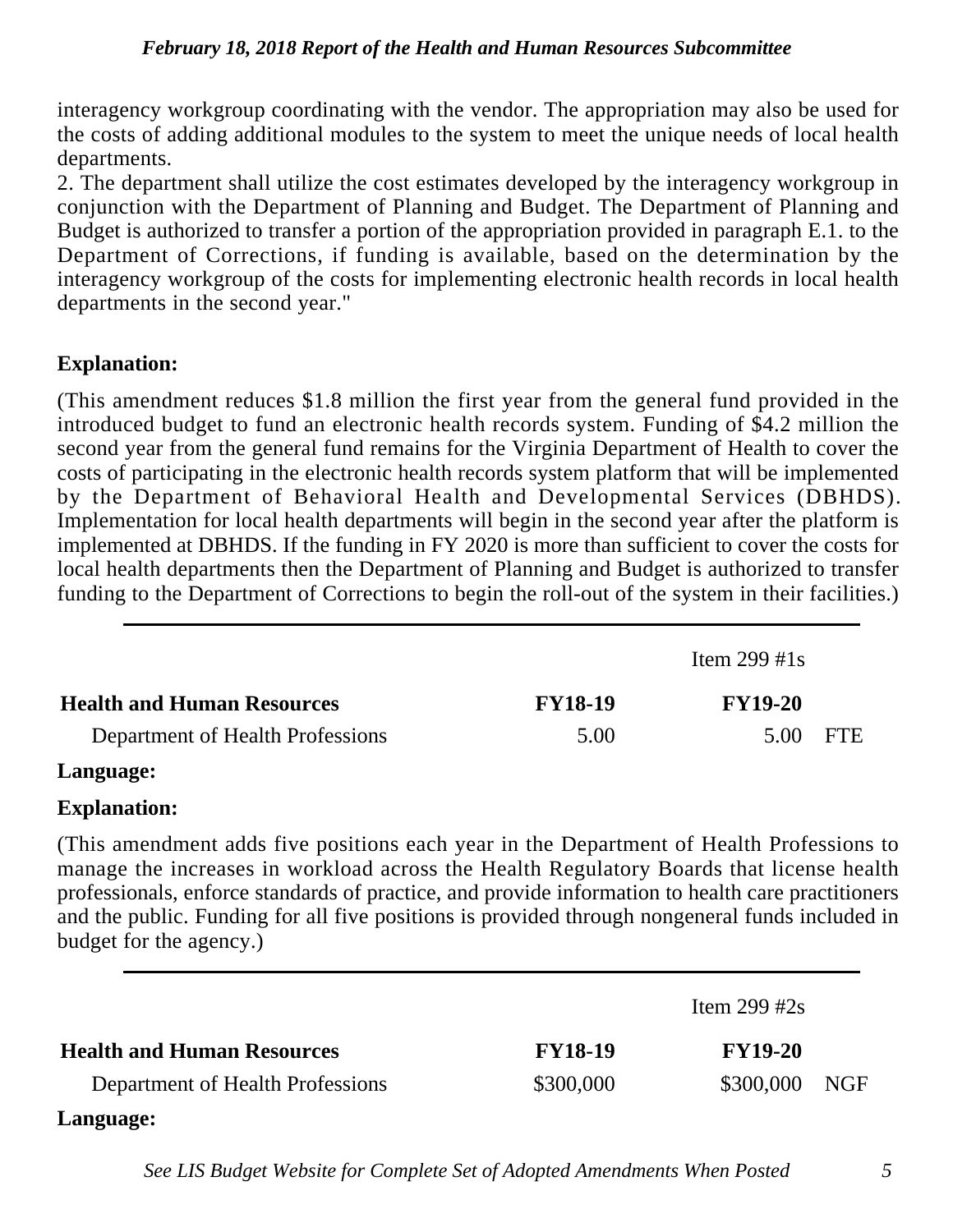interagency workgroup coordinating with the vendor. The appropriation may also be used for the costs of adding additional modules to the system to meet the unique needs of local health departments.

2. The department shall utilize the cost estimates developed by the interagency workgroup in conjunction with the Department of Planning and Budget. The Department of Planning and Budget is authorized to transfer a portion of the appropriation provided in paragraph E.1. to the Department of Corrections, if funding is available, based on the determination by the interagency workgroup of the costs for implementing electronic health records in local health departments in the second year."

**Explanation:**

(This amendment reduces $1.8 million the first year from the general fund provided in the introduced budget to fund an electronic health records system. Funding of $4.2 million the second year from the general fund remains for the Virginia Department of Health to cover the costs of participating in the electronic health records system platform that will be implemented by the Department of Behavioral Health and Developmental Services (DBHDS). Implementation for local health departments will begin in the second year after the platform is implemented at DBHDS. If the funding in FY 2020 is more than sufficient to cover the costs for local health departments then the Department of Planning and Budget is authorized to transfer funding to the Department of Corrections to begin the roll-out of the system in their facilities.)

---

Item 299 #1s

| Health and Human Resources | FY18-19 | FY19-20 | |
|---|---|---|---|
| Department of Health Professions | 5.00 | 5.00 | FTE |

**Language:**

**Explanation:**

(This amendment adds five positions each year in the Department of Health Professions to manage the increases in workload across the Health Regulatory Boards that license health professionals, enforce standards of practice, and provide information to health care practitioners and the public. Funding for all five positions is provided through nongeneral funds included in budget for the agency.)

---

Item 299 #2s

| Health and Human Resources | FY18-19 | FY19-20 | |
|---|---|---|---|
| Department of Health Professions | $300,000 | $300,000 | NGF |

**Language:**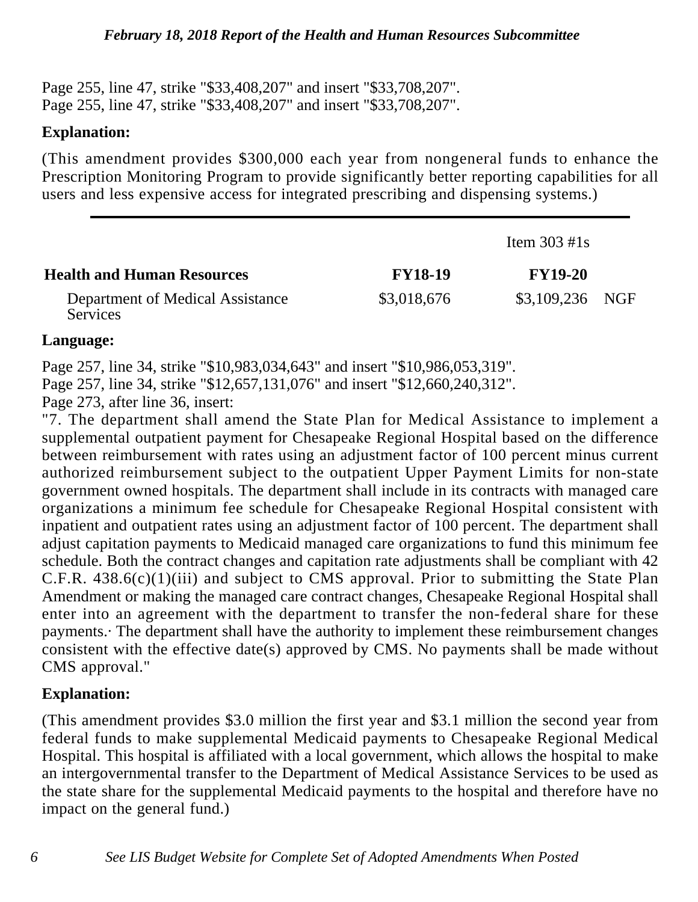Page 255, line 47, strike "$33,408,207" and insert "$33,708,207".
Page 255, line 47, strike "$33,408,207" and insert "$33,708,207".

**Explanation:**

(This amendment provides $300,000 each year from nongeneral funds to enhance the Prescription Monitoring Program to provide significantly better reporting capabilities for all users and less expensive access for integrated prescribing and dispensing systems.)

---

| | | Item 303 #1s | |
|---|---|---|---|
| **Health and Human Resources** | **FY18-19** | **FY19-20** | |
| Department of Medical Assistance Services | $3,018,676 | $3,109,236 | NGF |

**Language:**

Page 257, line 34, strike "$10,983,034,643" and insert "$10,986,053,319".
Page 257, line 34, strike "$12,657,131,076" and insert "$12,660,240,312".
Page 273, after line 36, insert:
"7. The department shall amend the State Plan for Medical Assistance to implement a supplemental outpatient payment for Chesapeake Regional Hospital based on the difference between reimbursement with rates using an adjustment factor of 100 percent minus current authorized reimbursement subject to the outpatient Upper Payment Limits for non-state government owned hospitals. The department shall include in its contracts with managed care organizations a minimum fee schedule for Chesapeake Regional Hospital consistent with inpatient and outpatient rates using an adjustment factor of 100 percent. The department shall adjust capitation payments to Medicaid managed care organizations to fund this minimum fee schedule. Both the contract changes and capitation rate adjustments shall be compliant with 42 C.F.R. 438.6(c)(1)(iii) and subject to CMS approval. Prior to submitting the State Plan Amendment or making the managed care contract changes, Chesapeake Regional Hospital shall enter into an agreement with the department to transfer the non-federal share for these payments.· The department shall have the authority to implement these reimbursement changes consistent with the effective date(s) approved by CMS. No payments shall be made without CMS approval."

**Explanation:**

(This amendment provides $3.0 million the first year and $3.1 million the second year from federal funds to make supplemental Medicaid payments to Chesapeake Regional Medical Hospital. This hospital is affiliated with a local government, which allows the hospital to make an intergovernmental transfer to the Department of Medical Assistance Services to be used as the state share for the supplemental Medicaid payments to the hospital and therefore have no impact on the general fund.)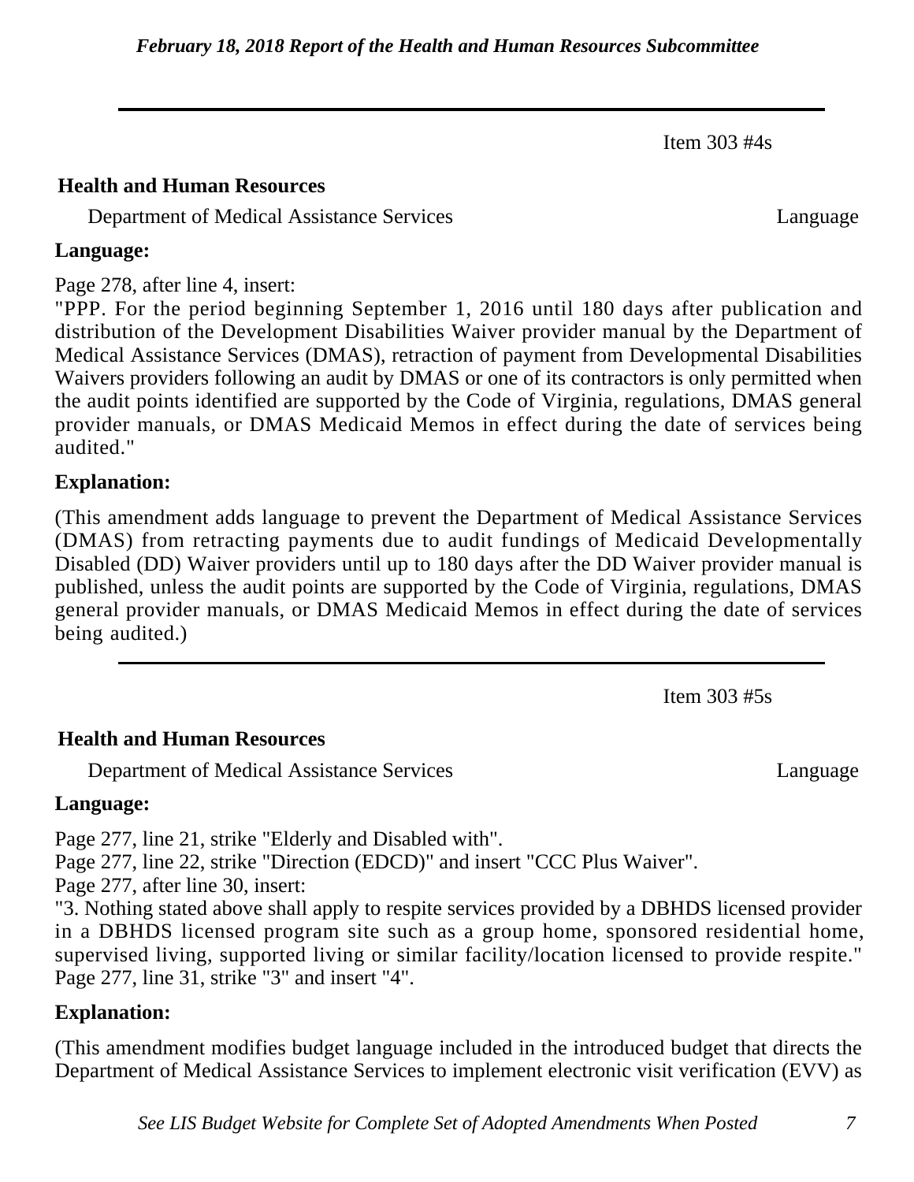Item 303 #4s

**Health and Human Resources**

Department of Medical Assistance Services | Language

**Language:**

Page 278, after line 4, insert:

"PPP. For the period beginning September 1, 2016 until 180 days after publication and distribution of the Development Disabilities Waiver provider manual by the Department of Medical Assistance Services (DMAS), retraction of payment from Developmental Disabilities Waivers providers following an audit by DMAS or one of its contractors is only permitted when the audit points identified are supported by the Code of Virginia, regulations, DMAS general provider manuals, or DMAS Medicaid Memos in effect during the date of services being audited."

**Explanation:**

(This amendment adds language to prevent the Department of Medical Assistance Services (DMAS) from retracting payments due to audit fundings of Medicaid Developmentally Disabled (DD) Waiver providers until up to 180 days after the DD Waiver provider manual is published, unless the audit points are supported by the Code of Virginia, regulations, DMAS general provider manuals, or DMAS Medicaid Memos in effect during the date of services being audited.)

---

Item 303 #5s

**Health and Human Resources**

Department of Medical Assistance Services | Language

**Language:**

Page 277, line 21, strike "Elderly and Disabled with".
Page 277, line 22, strike "Direction (EDCD)" and insert "CCC Plus Waiver".
Page 277, after line 30, insert:
"3. Nothing stated above shall apply to respite services provided by a DBHDS licensed provider in a DBHDS licensed program site such as a group home, sponsored residential home, supervised living, supported living or similar facility/location licensed to provide respite."
Page 277, line 31, strike "3" and insert "4".

**Explanation:**

(This amendment modifies budget language included in the introduced budget that directs the Department of Medical Assistance Services to implement electronic visit verification (EVV) as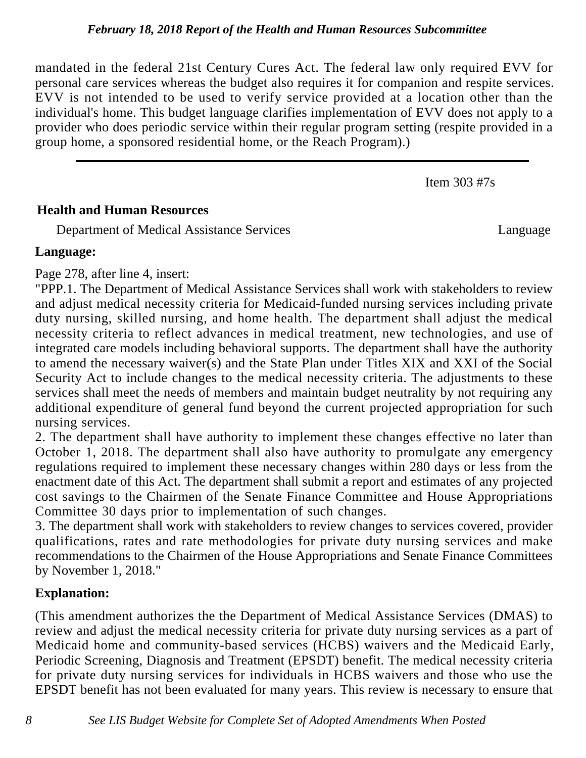mandated in the federal 21st Century Cures Act. The federal law only required EVV for personal care services whereas the budget also requires it for companion and respite services. EVV is not intended to be used to verify service provided at a location other than the individual's home. This budget language clarifies implementation of EVV does not apply to a provider who does periodic service within their regular program setting (respite provided in a group home, a sponsored residential home, or the Reach Program).)

---

Item 303 #7s

**Health and Human Resources**

Department of Medical Assistance Services — Language

**Language:**

Page 278, after line 4, insert:

"PPP.1. The Department of Medical Assistance Services shall work with stakeholders to review and adjust medical necessity criteria for Medicaid-funded nursing services including private duty nursing, skilled nursing, and home health. The department shall adjust the medical necessity criteria to reflect advances in medical treatment, new technologies, and use of integrated care models including behavioral supports. The department shall have the authority to amend the necessary waiver(s) and the State Plan under Titles XIX and XXI of the Social Security Act to include changes to the medical necessity criteria. The adjustments to these services shall meet the needs of members and maintain budget neutrality by not requiring any additional expenditure of general fund beyond the current projected appropriation for such nursing services.

2. The department shall have authority to implement these changes effective no later than October 1, 2018. The department shall also have authority to promulgate any emergency regulations required to implement these necessary changes within 280 days or less from the enactment date of this Act. The department shall submit a report and estimates of any projected cost savings to the Chairmen of the Senate Finance Committee and House Appropriations Committee 30 days prior to implementation of such changes.

3. The department shall work with stakeholders to review changes to services covered, provider qualifications, rates and rate methodologies for private duty nursing services and make recommendations to the Chairmen of the House Appropriations and Senate Finance Committees by November 1, 2018."

**Explanation:**

(This amendment authorizes the the Department of Medical Assistance Services (DMAS) to review and adjust the medical necessity criteria for private duty nursing services as a part of Medicaid home and community-based services (HCBS) waivers and the Medicaid Early, Periodic Screening, Diagnosis and Treatment (EPSDT) benefit. The medical necessity criteria for private duty nursing services for individuals in HCBS waivers and those who use the EPSDT benefit has not been evaluated for many years. This review is necessary to ensure that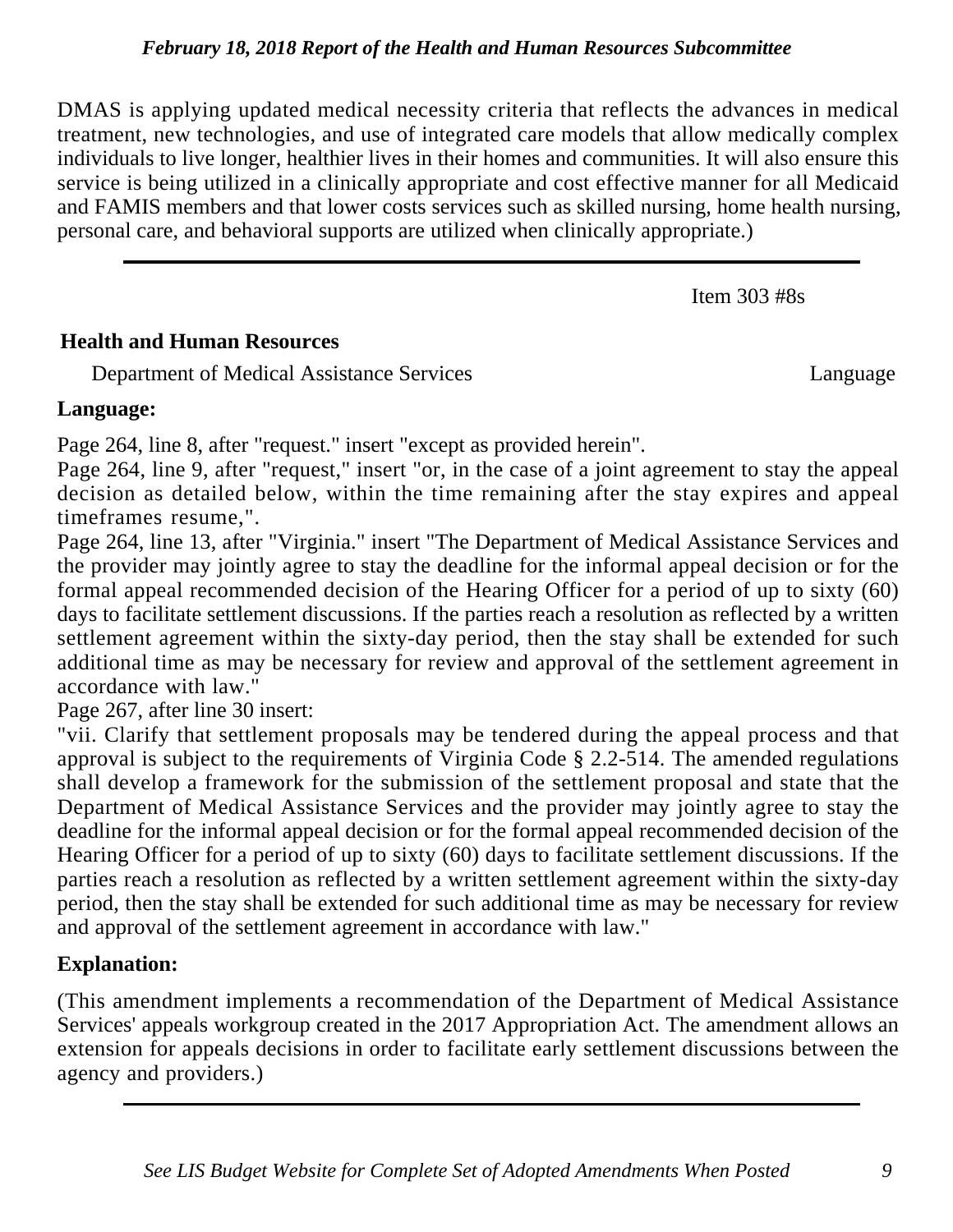DMAS is applying updated medical necessity criteria that reflects the advances in medical treatment, new technologies, and use of integrated care models that allow medically complex individuals to live longer, healthier lives in their homes and communities. It will also ensure this service is being utilized in a clinically appropriate and cost effective manner for all Medicaid and FAMIS members and that lower costs services such as skilled nursing, home health nursing, personal care, and behavioral supports are utilized when clinically appropriate.)

---

Item 303 #8s

**Health and Human Resources**

Department of Medical Assistance Services — Language

**Language:**

Page 264, line 8, after "request." insert "except as provided herein".

Page 264, line 9, after "request," insert "or, in the case of a joint agreement to stay the appeal decision as detailed below, within the time remaining after the stay expires and appeal timeframes resume,".

Page 264, line 13, after "Virginia." insert "The Department of Medical Assistance Services and the provider may jointly agree to stay the deadline for the informal appeal decision or for the formal appeal recommended decision of the Hearing Officer for a period of up to sixty (60) days to facilitate settlement discussions. If the parties reach a resolution as reflected by a written settlement agreement within the sixty-day period, then the stay shall be extended for such additional time as may be necessary for review and approval of the settlement agreement in accordance with law."

Page 267, after line 30 insert:

"vii. Clarify that settlement proposals may be tendered during the appeal process and that approval is subject to the requirements of Virginia Code § 2.2-514. The amended regulations shall develop a framework for the submission of the settlement proposal and state that the Department of Medical Assistance Services and the provider may jointly agree to stay the deadline for the informal appeal decision or for the formal appeal recommended decision of the Hearing Officer for a period of up to sixty (60) days to facilitate settlement discussions. If the parties reach a resolution as reflected by a written settlement agreement within the sixty-day period, then the stay shall be extended for such additional time as may be necessary for review and approval of the settlement agreement in accordance with law."

**Explanation:**

(This amendment implements a recommendation of the Department of Medical Assistance Services' appeals workgroup created in the 2017 Appropriation Act. The amendment allows an extension for appeals decisions in order to facilitate early settlement discussions between the agency and providers.)

---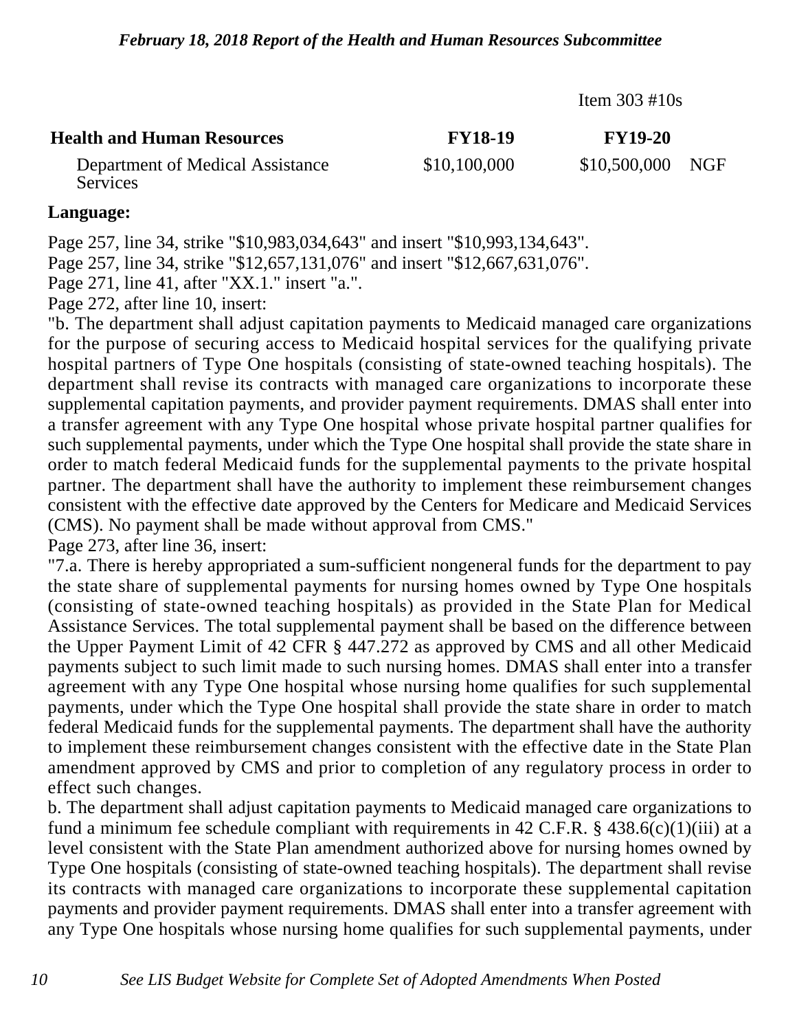Item 303 #10s

| Health and Human Resources | FY18-19 | FY19-20 | |
|---|---|---|---|
| Department of Medical Assistance Services | $10,100,000 | $10,500,000 | NGF |

**Language:**

Page 257, line 34, strike "$10,983,034,643" and insert "$10,993,134,643".
Page 257, line 34, strike "$12,657,131,076" and insert "$12,667,631,076".
Page 271, line 41, after "XX.1." insert "a.".
Page 272, after line 10, insert:
"b. The department shall adjust capitation payments to Medicaid managed care organizations for the purpose of securing access to Medicaid hospital services for the qualifying private hospital partners of Type One hospitals (consisting of state-owned teaching hospitals). The department shall revise its contracts with managed care organizations to incorporate these supplemental capitation payments, and provider payment requirements. DMAS shall enter into a transfer agreement with any Type One hospital whose private hospital partner qualifies for such supplemental payments, under which the Type One hospital shall provide the state share in order to match federal Medicaid funds for the supplemental payments to the private hospital partner. The department shall have the authority to implement these reimbursement changes consistent with the effective date approved by the Centers for Medicare and Medicaid Services (CMS). No payment shall be made without approval from CMS."
Page 273, after line 36, insert:
"7.a. There is hereby appropriated a sum-sufficient nongeneral funds for the department to pay the state share of supplemental payments for nursing homes owned by Type One hospitals (consisting of state-owned teaching hospitals) as provided in the State Plan for Medical Assistance Services. The total supplemental payment shall be based on the difference between the Upper Payment Limit of 42 CFR § 447.272 as approved by CMS and all other Medicaid payments subject to such limit made to such nursing homes. DMAS shall enter into a transfer agreement with any Type One hospital whose nursing home qualifies for such supplemental payments, under which the Type One hospital shall provide the state share in order to match federal Medicaid funds for the supplemental payments. The department shall have the authority to implement these reimbursement changes consistent with the effective date in the State Plan amendment approved by CMS and prior to completion of any regulatory process in order to effect such changes.
b. The department shall adjust capitation payments to Medicaid managed care organizations to fund a minimum fee schedule compliant with requirements in 42 C.F.R. § 438.6(c)(1)(iii) at a level consistent with the State Plan amendment authorized above for nursing homes owned by Type One hospitals (consisting of state-owned teaching hospitals). The department shall revise its contracts with managed care organizations to incorporate these supplemental capitation payments and provider payment requirements. DMAS shall enter into a transfer agreement with any Type One hospitals whose nursing home qualifies for such supplemental payments, under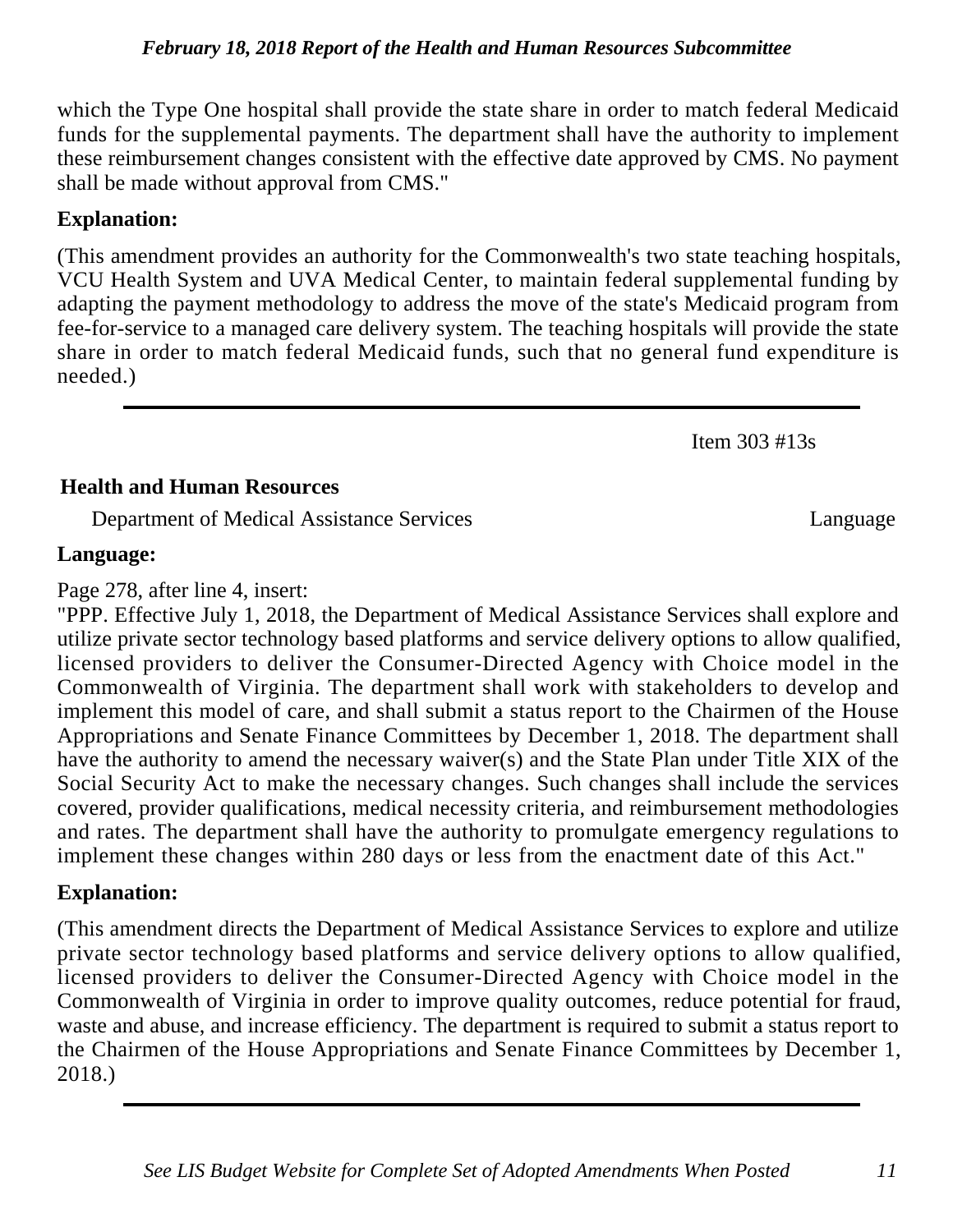which the Type One hospital shall provide the state share in order to match federal Medicaid funds for the supplemental payments. The department shall have the authority to implement these reimbursement changes consistent with the effective date approved by CMS. No payment shall be made without approval from CMS."

**Explanation:**

(This amendment provides an authority for the Commonwealth's two state teaching hospitals, VCU Health System and UVA Medical Center, to maintain federal supplemental funding by adapting the payment methodology to address the move of the state's Medicaid program from fee-for-service to a managed care delivery system. The teaching hospitals will provide the state share in order to match federal Medicaid funds, such that no general fund expenditure is needed.)

---

Item 303 #13s

**Health and Human Resources**

Department of Medical Assistance Services — Language

**Language:**

Page 278, after line 4, insert:

"PPP. Effective July 1, 2018, the Department of Medical Assistance Services shall explore and utilize private sector technology based platforms and service delivery options to allow qualified, licensed providers to deliver the Consumer-Directed Agency with Choice model in the Commonwealth of Virginia. The department shall work with stakeholders to develop and implement this model of care, and shall submit a status report to the Chairmen of the House Appropriations and Senate Finance Committees by December 1, 2018. The department shall have the authority to amend the necessary waiver(s) and the State Plan under Title XIX of the Social Security Act to make the necessary changes. Such changes shall include the services covered, provider qualifications, medical necessity criteria, and reimbursement methodologies and rates. The department shall have the authority to promulgate emergency regulations to implement these changes within 280 days or less from the enactment date of this Act."

**Explanation:**

(This amendment directs the Department of Medical Assistance Services to explore and utilize private sector technology based platforms and service delivery options to allow qualified, licensed providers to deliver the Consumer-Directed Agency with Choice model in the Commonwealth of Virginia in order to improve quality outcomes, reduce potential for fraud, waste and abuse, and increase efficiency. The department is required to submit a status report to the Chairmen of the House Appropriations and Senate Finance Committees by December 1, 2018.)

---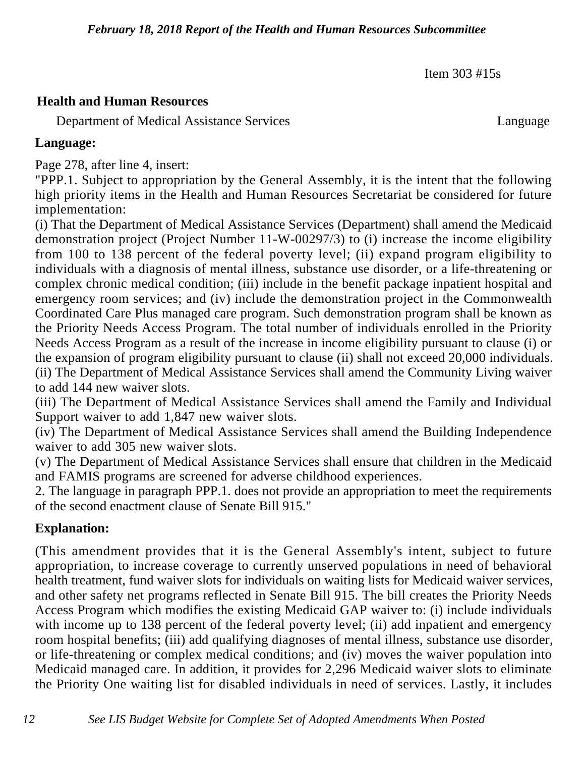Item 303 #15s

**Health and Human Resources**

Department of Medical Assistance Services | Language

**Language:**

Page 278, after line 4, insert:

"PPP.1. Subject to appropriation by the General Assembly, it is the intent that the following high priority items in the Health and Human Resources Secretariat be considered for future implementation:

(i) That the Department of Medical Assistance Services (Department) shall amend the Medicaid demonstration project (Project Number 11-W-00297/3) to (i) increase the income eligibility from 100 to 138 percent of the federal poverty level; (ii) expand program eligibility to individuals with a diagnosis of mental illness, substance use disorder, or a life-threatening or complex chronic medical condition; (iii) include in the benefit package inpatient hospital and emergency room services; and (iv) include the demonstration project in the Commonwealth Coordinated Care Plus managed care program. Such demonstration program shall be known as the Priority Needs Access Program. The total number of individuals enrolled in the Priority Needs Access Program as a result of the increase in income eligibility pursuant to clause (i) or the expansion of program eligibility pursuant to clause (ii) shall not exceed 20,000 individuals.

(ii) The Department of Medical Assistance Services shall amend the Community Living waiver to add 144 new waiver slots.

(iii) The Department of Medical Assistance Services shall amend the Family and Individual Support waiver to add 1,847 new waiver slots.

(iv) The Department of Medical Assistance Services shall amend the Building Independence waiver to add 305 new waiver slots.

(v) The Department of Medical Assistance Services shall ensure that children in the Medicaid and FAMIS programs are screened for adverse childhood experiences.

2. The language in paragraph PPP.1. does not provide an appropriation to meet the requirements of the second enactment clause of Senate Bill 915."

**Explanation:**

(This amendment provides that it is the General Assembly's intent, subject to future appropriation, to increase coverage to currently unserved populations in need of behavioral health treatment, fund waiver slots for individuals on waiting lists for Medicaid waiver services, and other safety net programs reflected in Senate Bill 915. The bill creates the Priority Needs Access Program which modifies the existing Medicaid GAP waiver to: (i) include individuals with income up to 138 percent of the federal poverty level; (ii) add inpatient and emergency room hospital benefits; (iii) add qualifying diagnoses of mental illness, substance use disorder, or life-threatening or complex medical conditions; and (iv) moves the waiver population into Medicaid managed care. In addition, it provides for 2,296 Medicaid waiver slots to eliminate the Priority One waiting list for disabled individuals in need of services. Lastly, it includes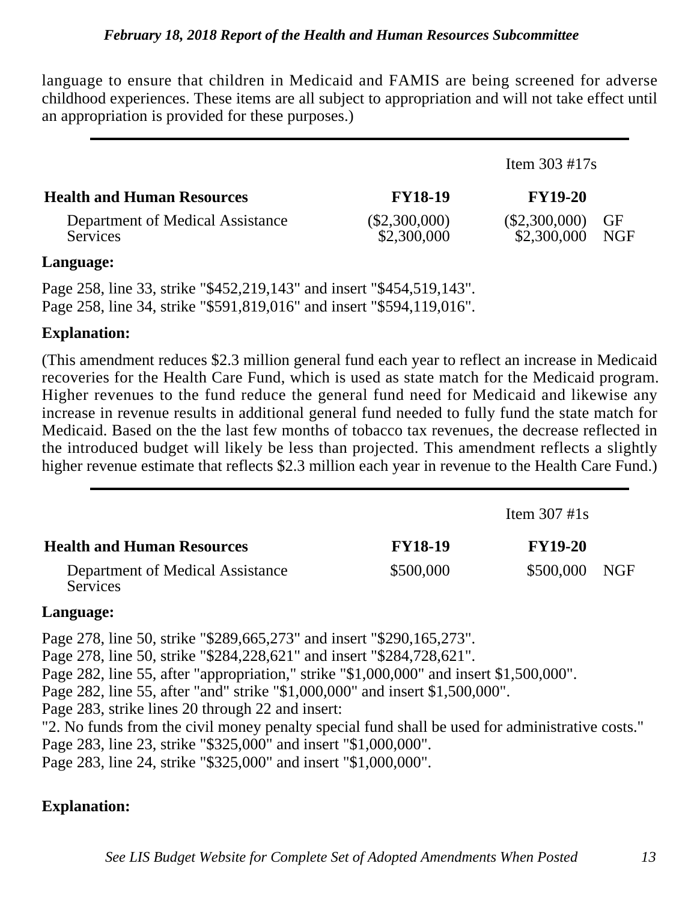language to ensure that children in Medicaid and FAMIS are being screened for adverse childhood experiences. These items are all subject to appropriation and will not take effect until an appropriation is provided for these purposes.)

---

| | | Item 303 #17s | |
|---|---|---|---|
| **Health and Human Resources** | **FY18-19** | **FY19-20** | |
| Department of Medical Assistance Services | ($2,300,000) | ($2,300,000) | GF |
| | $2,300,000 | $2,300,000 | NGF |

**Language:**

Page 258, line 33, strike "$452,219,143" and insert "$454,519,143".
Page 258, line 34, strike "$591,819,016" and insert "$594,119,016".

**Explanation:**

(This amendment reduces $2.3 million general fund each year to reflect an increase in Medicaid recoveries for the Health Care Fund, which is used as state match for the Medicaid program. Higher revenues to the fund reduce the general fund need for Medicaid and likewise any increase in revenue results in additional general fund needed to fully fund the state match for Medicaid. Based on the the last few months of tobacco tax revenues, the decrease reflected in the introduced budget will likely be less than projected. This amendment reflects a slightly higher revenue estimate that reflects $2.3 million each year in revenue to the Health Care Fund.)

---

| | | Item 307 #1s | |
|---|---|---|---|
| **Health and Human Resources** | **FY18-19** | **FY19-20** | |
| Department of Medical Assistance Services | $500,000 | $500,000 | NGF |

**Language:**

Page 278, line 50, strike "$289,665,273" and insert "$290,165,273".
Page 278, line 50, strike "$284,228,621" and insert "$284,728,621".
Page 282, line 55, after "appropriation," strike "$1,000,000" and insert $1,500,000".
Page 282, line 55, after "and" strike "$1,000,000" and insert $1,500,000".
Page 283, strike lines 20 through 22 and insert:
"2. No funds from the civil money penalty special fund shall be used for administrative costs."
Page 283, line 23, strike "$325,000" and insert "$1,000,000".
Page 283, line 24, strike "$325,000" and insert "$1,000,000".

**Explanation:**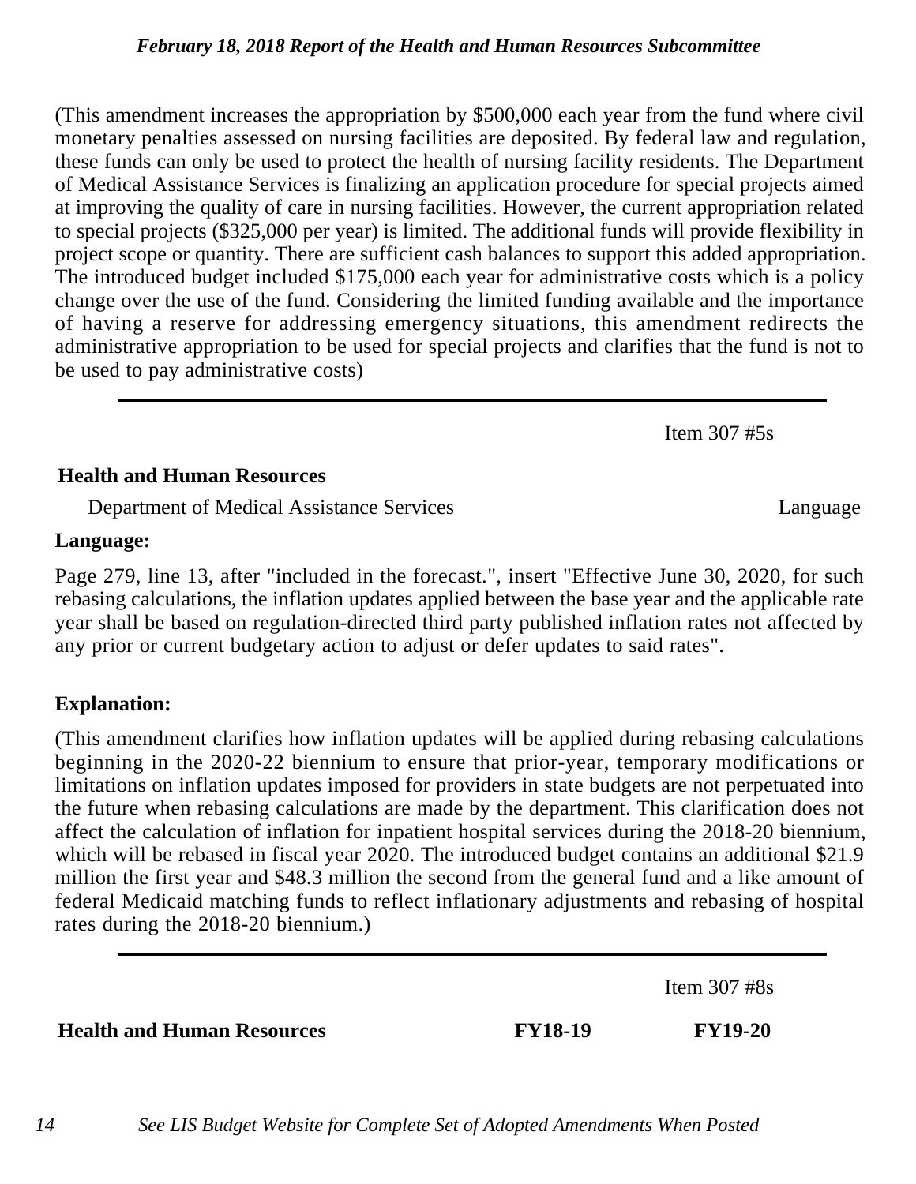(This amendment increases the appropriation by $500,000 each year from the fund where civil monetary penalties assessed on nursing facilities are deposited. By federal law and regulation, these funds can only be used to protect the health of nursing facility residents. The Department of Medical Assistance Services is finalizing an application procedure for special projects aimed at improving the quality of care in nursing facilities. However, the current appropriation related to special projects ($325,000 per year) is limited. The additional funds will provide flexibility in project scope or quantity. There are sufficient cash balances to support this added appropriation. The introduced budget included $175,000 each year for administrative costs which is a policy change over the use of the fund. Considering the limited funding available and the importance of having a reserve for addressing emergency situations, this amendment redirects the administrative appropriation to be used for special projects and clarifies that the fund is not to be used to pay administrative costs)

---

Item 307 #5s

**Health and Human Resources**

Department of Medical Assistance Services — Language

**Language:**

Page 279, line 13, after "included in the forecast.", insert "Effective June 30, 2020, for such rebasing calculations, the inflation updates applied between the base year and the applicable rate year shall be based on regulation-directed third party published inflation rates not affected by any prior or current budgetary action to adjust or defer updates to said rates".

**Explanation:**

(This amendment clarifies how inflation updates will be applied during rebasing calculations beginning in the 2020-22 biennium to ensure that prior-year, temporary modifications or limitations on inflation updates imposed for providers in state budgets are not perpetuated into the future when rebasing calculations are made by the department. This clarification does not affect the calculation of inflation for inpatient hospital services during the 2018-20 biennium, which will be rebased in fiscal year 2020. The introduced budget contains an additional $21.9 million the first year and $48.3 million the second from the general fund and a like amount of federal Medicaid matching funds to reflect inflationary adjustments and rebasing of hospital rates during the 2018-20 biennium.)

---

Item 307 #8s

| **Health and Human Resources** | **FY18-19** | **FY19-20** |
|---|---|---|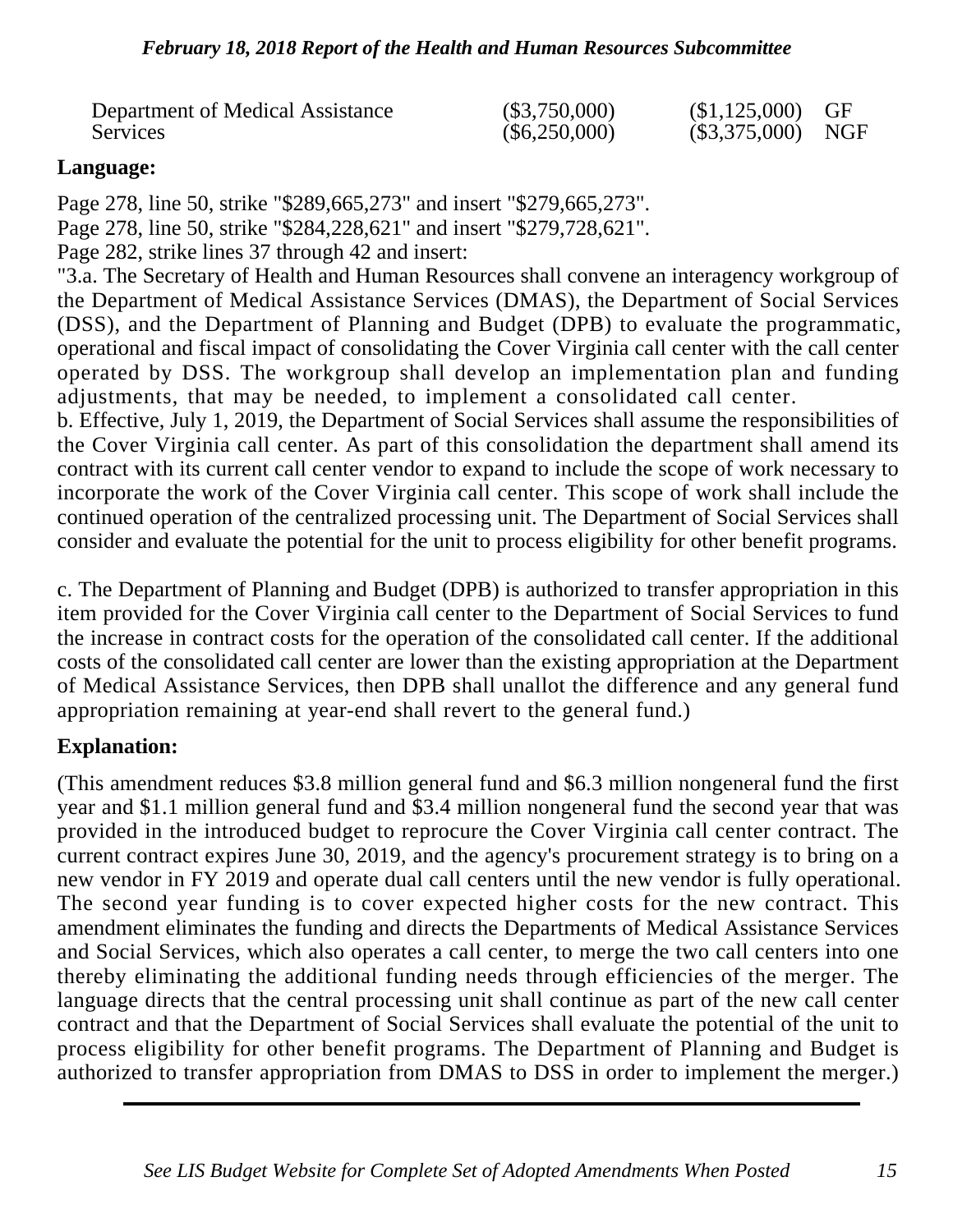| | | | |
|---|---|---|---|
| Department of Medical Assistance Services | ($3,750,000) | ($1,125,000) | GF |
| | ($6,250,000) | ($3,375,000) | NGF |

**Language:**

Page 278, line 50, strike "$289,665,273" and insert "$279,665,273".

Page 278, line 50, strike "$284,228,621" and insert "$279,728,621".

Page 282, strike lines 37 through 42 and insert:

"3.a. The Secretary of Health and Human Resources shall convene an interagency workgroup of the Department of Medical Assistance Services (DMAS), the Department of Social Services (DSS), and the Department of Planning and Budget (DPB) to evaluate the programmatic, operational and fiscal impact of consolidating the Cover Virginia call center with the call center operated by DSS. The workgroup shall develop an implementation plan and funding adjustments, that may be needed, to implement a consolidated call center.

b. Effective, July 1, 2019, the Department of Social Services shall assume the responsibilities of the Cover Virginia call center. As part of this consolidation the department shall amend its contract with its current call center vendor to expand to include the scope of work necessary to incorporate the work of the Cover Virginia call center. This scope of work shall include the continued operation of the centralized processing unit. The Department of Social Services shall consider and evaluate the potential for the unit to process eligibility for other benefit programs.

c. The Department of Planning and Budget (DPB) is authorized to transfer appropriation in this item provided for the Cover Virginia call center to the Department of Social Services to fund the increase in contract costs for the operation of the consolidated call center. If the additional costs of the consolidated call center are lower than the existing appropriation at the Department of Medical Assistance Services, then DPB shall unallot the difference and any general fund appropriation remaining at year-end shall revert to the general fund.)

**Explanation:**

(This amendment reduces $3.8 million general fund and $6.3 million nongeneral fund the first year and $1.1 million general fund and $3.4 million nongeneral fund the second year that was provided in the introduced budget to reprocure the Cover Virginia call center contract. The current contract expires June 30, 2019, and the agency's procurement strategy is to bring on a new vendor in FY 2019 and operate dual call centers until the new vendor is fully operational. The second year funding is to cover expected higher costs for the new contract. This amendment eliminates the funding and directs the Departments of Medical Assistance Services and Social Services, which also operates a call center, to merge the two call centers into one thereby eliminating the additional funding needs through efficiencies of the merger. The language directs that the central processing unit shall continue as part of the new call center contract and that the Department of Social Services shall evaluate the potential of the unit to process eligibility for other benefit programs. The Department of Planning and Budget is authorized to transfer appropriation from DMAS to DSS in order to implement the merger.)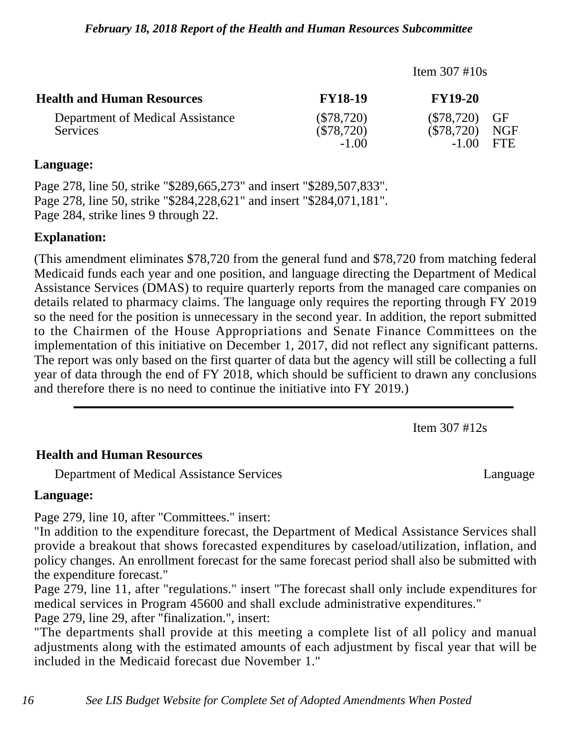Item 307 #10s

| Health and Human Resources | FY18-19 | FY19-20 | |
|---|---|---|---|
| Department of Medical Assistance Services | ($78,720) | ($78,720) | GF |
| | ($78,720) | ($78,720) | NGF |
| | -1.00 | -1.00 | FTE |

**Language:**

Page 278, line 50, strike "$289,665,273" and insert "$289,507,833".
Page 278, line 50, strike "$284,228,621" and insert "$284,071,181".
Page 284, strike lines 9 through 22.

**Explanation:**

(This amendment eliminates $78,720 from the general fund and $78,720 from matching federal Medicaid funds each year and one position, and language directing the Department of Medical Assistance Services (DMAS) to require quarterly reports from the managed care companies on details related to pharmacy claims. The language only requires the reporting through FY 2019 so the need for the position is unnecessary in the second year. In addition, the report submitted to the Chairmen of the House Appropriations and Senate Finance Committees on the implementation of this initiative on December 1, 2017, did not reflect any significant patterns. The report was only based on the first quarter of data but the agency will still be collecting a full year of data through the end of FY 2018, which should be sufficient to drawn any conclusions and therefore there is no need to continue the initiative into FY 2019.)

---

Item 307 #12s

**Health and Human Resources**

Department of Medical Assistance Services — Language

**Language:**

Page 279, line 10, after "Committees." insert:
"In addition to the expenditure forecast, the Department of Medical Assistance Services shall provide a breakout that shows forecasted expenditures by caseload/utilization, inflation, and policy changes. An enrollment forecast for the same forecast period shall also be submitted with the expenditure forecast."
Page 279, line 11, after "regulations." insert "The forecast shall only include expenditures for medical services in Program 45600 and shall exclude administrative expenditures."
Page 279, line 29, after "finalization.", insert:
"The departments shall provide at this meeting a complete list of all policy and manual adjustments along with the estimated amounts of each adjustment by fiscal year that will be included in the Medicaid forecast due November 1."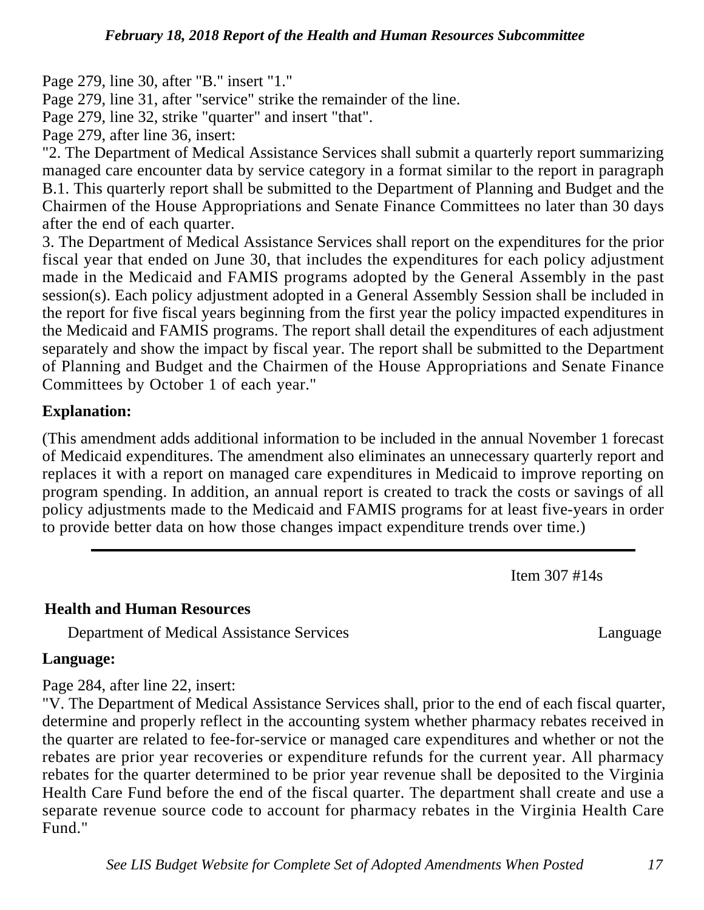Page 279, line 30, after "B." insert "1."

Page 279, line 31, after "service" strike the remainder of the line.

Page 279, line 32, strike "quarter" and insert "that".

Page 279, after line 36, insert:

"2. The Department of Medical Assistance Services shall submit a quarterly report summarizing managed care encounter data by service category in a format similar to the report in paragraph B.1. This quarterly report shall be submitted to the Department of Planning and Budget and the Chairmen of the House Appropriations and Senate Finance Committees no later than 30 days after the end of each quarter.

3. The Department of Medical Assistance Services shall report on the expenditures for the prior fiscal year that ended on June 30, that includes the expenditures for each policy adjustment made in the Medicaid and FAMIS programs adopted by the General Assembly in the past session(s). Each policy adjustment adopted in a General Assembly Session shall be included in the report for five fiscal years beginning from the first year the policy impacted expenditures in the Medicaid and FAMIS programs. The report shall detail the expenditures of each adjustment separately and show the impact by fiscal year. The report shall be submitted to the Department of Planning and Budget and the Chairmen of the House Appropriations and Senate Finance Committees by October 1 of each year."

**Explanation:**

(This amendment adds additional information to be included in the annual November 1 forecast of Medicaid expenditures. The amendment also eliminates an unnecessary quarterly report and replaces it with a report on managed care expenditures in Medicaid to improve reporting on program spending. In addition, an annual report is created to track the costs or savings of all policy adjustments made to the Medicaid and FAMIS programs for at least five-years in order to provide better data on how those changes impact expenditure trends over time.)

---

Item 307 #14s

**Health and Human Resources**

Department of Medical Assistance Services — Language

**Language:**

Page 284, after line 22, insert:

"V. The Department of Medical Assistance Services shall, prior to the end of each fiscal quarter, determine and properly reflect in the accounting system whether pharmacy rebates received in the quarter are related to fee-for-service or managed care expenditures and whether or not the rebates are prior year recoveries or expenditure refunds for the current year. All pharmacy rebates for the quarter determined to be prior year revenue shall be deposited to the Virginia Health Care Fund before the end of the fiscal quarter. The department shall create and use a separate revenue source code to account for pharmacy rebates in the Virginia Health Care Fund."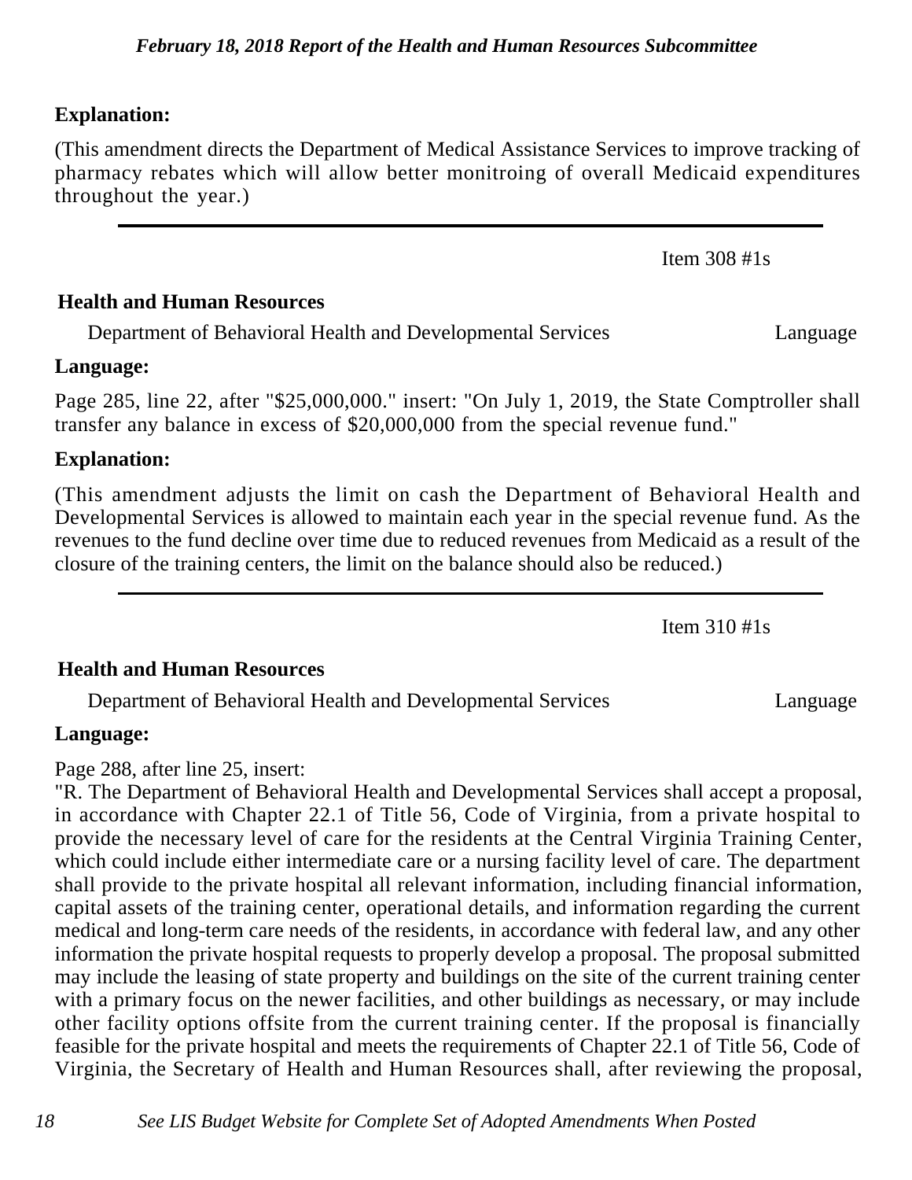**Explanation:**

(This amendment directs the Department of Medical Assistance Services to improve tracking of pharmacy rebates which will allow better monitroing of overall Medicaid expenditures throughout the year.)

---

Item 308 #1s

**Health and Human Resources**

Department of Behavioral Health and Developmental Services — Language

**Language:**

Page 285, line 22, after "$25,000,000." insert: "On July 1, 2019, the State Comptroller shall transfer any balance in excess of $20,000,000 from the special revenue fund."

**Explanation:**

(This amendment adjusts the limit on cash the Department of Behavioral Health and Developmental Services is allowed to maintain each year in the special revenue fund. As the revenues to the fund decline over time due to reduced revenues from Medicaid as a result of the closure of the training centers, the limit on the balance should also be reduced.)

---

Item 310 #1s

**Health and Human Resources**

Department of Behavioral Health and Developmental Services — Language

**Language:**

Page 288, after line 25, insert:

"R. The Department of Behavioral Health and Developmental Services shall accept a proposal, in accordance with Chapter 22.1 of Title 56, Code of Virginia, from a private hospital to provide the necessary level of care for the residents at the Central Virginia Training Center, which could include either intermediate care or a nursing facility level of care. The department shall provide to the private hospital all relevant information, including financial information, capital assets of the training center, operational details, and information regarding the current medical and long-term care needs of the residents, in accordance with federal law, and any other information the private hospital requests to properly develop a proposal. The proposal submitted may include the leasing of state property and buildings on the site of the current training center with a primary focus on the newer facilities, and other buildings as necessary, or may include other facility options offsite from the current training center. If the proposal is financially feasible for the private hospital and meets the requirements of Chapter 22.1 of Title 56, Code of Virginia, the Secretary of Health and Human Resources shall, after reviewing the proposal,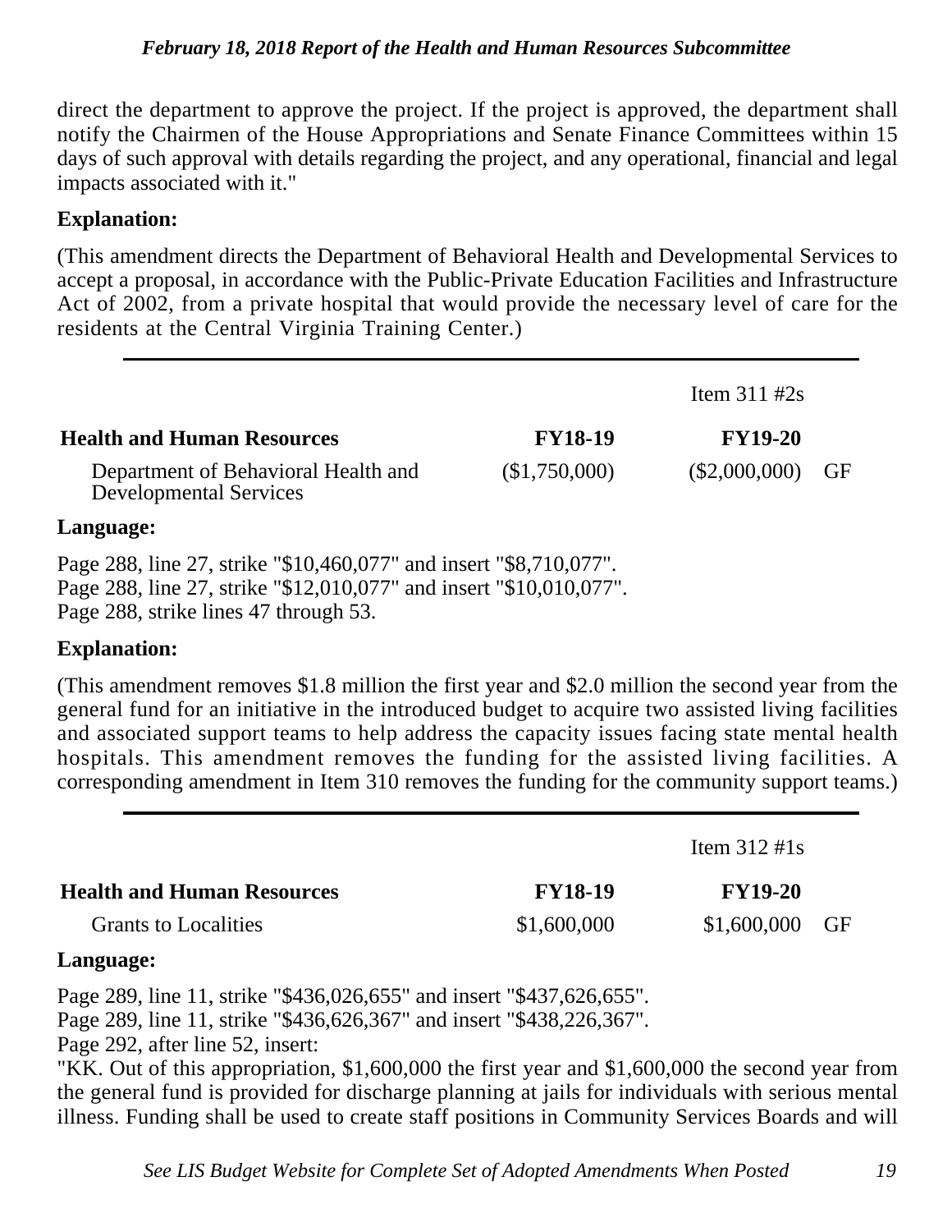direct the department to approve the project. If the project is approved, the department shall notify the Chairmen of the House Appropriations and Senate Finance Committees within 15 days of such approval with details regarding the project, and any operational, financial and legal impacts associated with it."

**Explanation:**

(This amendment directs the Department of Behavioral Health and Developmental Services to accept a proposal, in accordance with the Public-Private Education Facilities and Infrastructure Act of 2002, from a private hospital that would provide the necessary level of care for the residents at the Central Virginia Training Center.)

---

Item 311 #2s

| Health and Human Resources | FY18-19 | FY19-20 | |
|---|---|---|---|
| Department of Behavioral Health and Developmental Services | ($1,750,000) | ($2,000,000) | GF |

**Language:**

Page 288, line 27, strike "$10,460,077" and insert "$8,710,077".
Page 288, line 27, strike "$12,010,077" and insert "$10,010,077".
Page 288, strike lines 47 through 53.

**Explanation:**

(This amendment removes $1.8 million the first year and $2.0 million the second year from the general fund for an initiative in the introduced budget to acquire two assisted living facilities and associated support teams to help address the capacity issues facing state mental health hospitals. This amendment removes the funding for the assisted living facilities. A corresponding amendment in Item 310 removes the funding for the community support teams.)

---

Item 312 #1s

| Health and Human Resources | FY18-19 | FY19-20 | |
|---|---|---|---|
| Grants to Localities | $1,600,000 | $1,600,000 | GF |

**Language:**

Page 289, line 11, strike "$436,026,655" and insert "$437,626,655".
Page 289, line 11, strike "$436,626,367" and insert "$438,226,367".
Page 292, after line 52, insert:
"KK. Out of this appropriation, $1,600,000 the first year and $1,600,000 the second year from the general fund is provided for discharge planning at jails for individuals with serious mental illness. Funding shall be used to create staff positions in Community Services Boards and will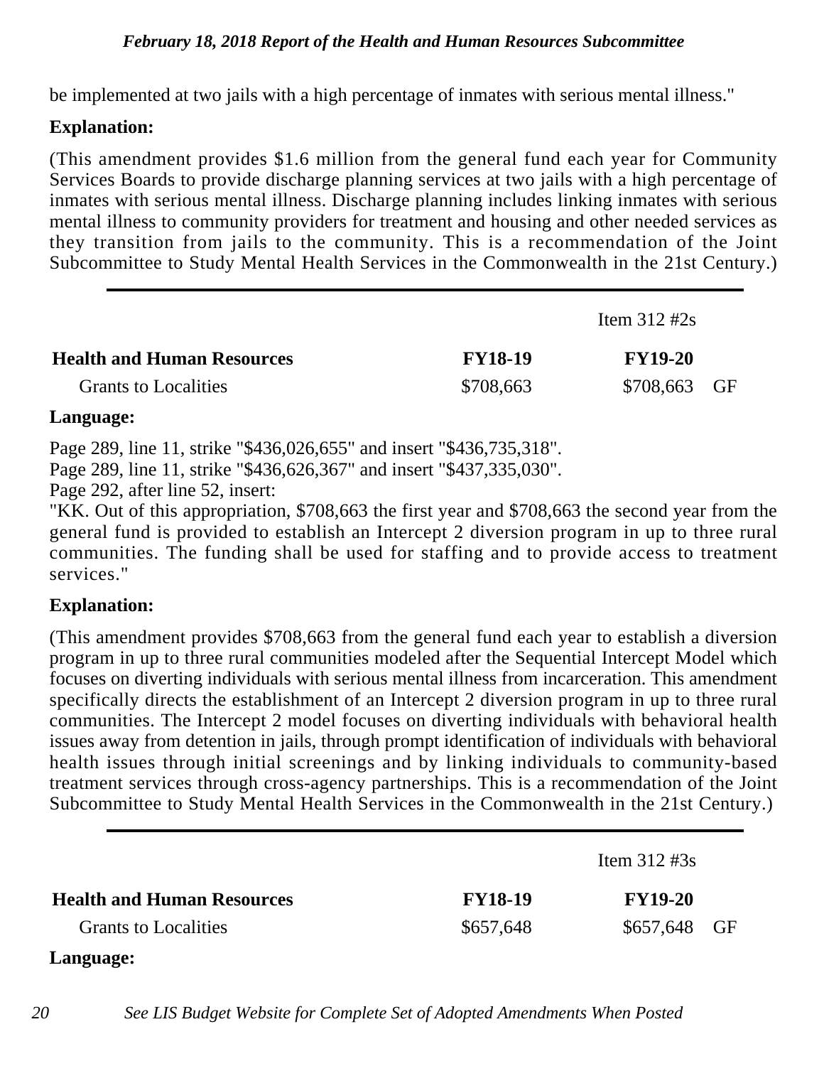be implemented at two jails with a high percentage of inmates with serious mental illness."

**Explanation:**

(This amendment provides $1.6 million from the general fund each year for Community Services Boards to provide discharge planning services at two jails with a high percentage of inmates with serious mental illness. Discharge planning includes linking inmates with serious mental illness to community providers for treatment and housing and other needed services as they transition from jails to the community. This is a recommendation of the Joint Subcommittee to Study Mental Health Services in the Commonwealth in the 21st Century.)

---

Item 312 #2s

| Health and Human Resources | FY18-19 | FY19-20 | |
|---|---|---|---|
| Grants to Localities | $708,663 | $708,663 | GF |

**Language:**

Page 289, line 11, strike "$436,026,655" and insert "$436,735,318".
Page 289, line 11, strike "$436,626,367" and insert "$437,335,030".
Page 292, after line 52, insert:
"KK. Out of this appropriation, $708,663 the first year and $708,663 the second year from the general fund is provided to establish an Intercept 2 diversion program in up to three rural communities. The funding shall be used for staffing and to provide access to treatment services."

**Explanation:**

(This amendment provides $708,663 from the general fund each year to establish a diversion program in up to three rural communities modeled after the Sequential Intercept Model which focuses on diverting individuals with serious mental illness from incarceration. This amendment specifically directs the establishment of an Intercept 2 diversion program in up to three rural communities. The Intercept 2 model focuses on diverting individuals with behavioral health issues away from detention in jails, through prompt identification of individuals with behavioral health issues through initial screenings and by linking individuals to community-based treatment services through cross-agency partnerships. This is a recommendation of the Joint Subcommittee to Study Mental Health Services in the Commonwealth in the 21st Century.)

---

Item 312 #3s

| Health and Human Resources | FY18-19 | FY19-20 | |
|---|---|---|---|
| Grants to Localities | $657,648 | $657,648 | GF |

**Language:**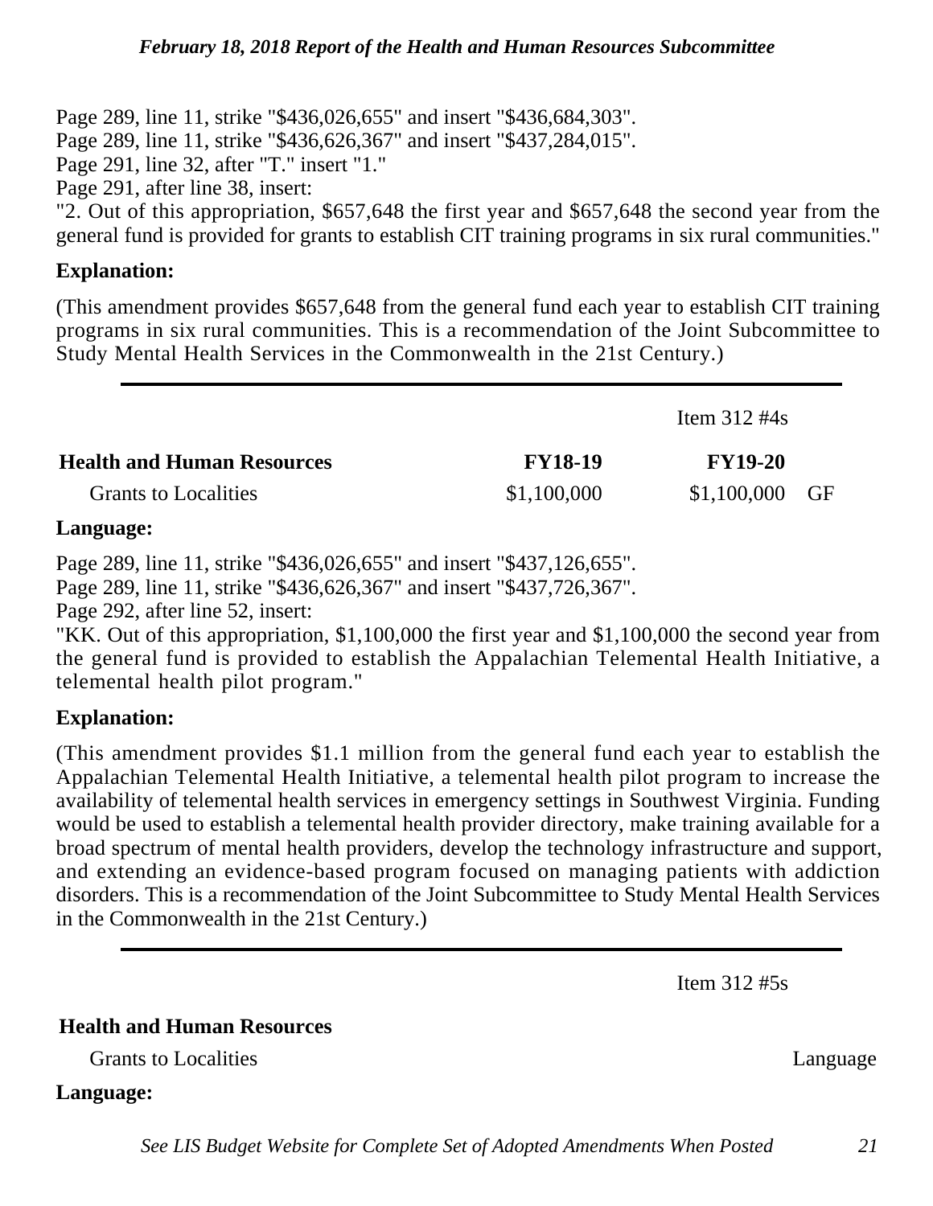Page 289, line 11, strike "$436,026,655" and insert "$436,684,303".
Page 289, line 11, strike "$436,626,367" and insert "$437,284,015".
Page 291, line 32, after "T." insert "1."
Page 291, after line 38, insert:
"2. Out of this appropriation, $657,648 the first year and $657,648 the second year from the general fund is provided for grants to establish CIT training programs in six rural communities."

**Explanation:**

(This amendment provides $657,648 from the general fund each year to establish CIT training programs in six rural communities. This is a recommendation of the Joint Subcommittee to Study Mental Health Services in the Commonwealth in the 21st Century.)

---

Item 312 #4s

| **Health and Human Resources** | **FY18-19** | **FY19-20** | |
|---|---|---|---|
| Grants to Localities | $1,100,000 | $1,100,000 | GF |

**Language:**

Page 289, line 11, strike "$436,026,655" and insert "$437,126,655".
Page 289, line 11, strike "$436,626,367" and insert "$437,726,367".
Page 292, after line 52, insert:
"KK. Out of this appropriation, $1,100,000 the first year and $1,100,000 the second year from the general fund is provided to establish the Appalachian Telemental Health Initiative, a telemental health pilot program."

**Explanation:**

(This amendment provides $1.1 million from the general fund each year to establish the Appalachian Telemental Health Initiative, a telemental health pilot program to increase the availability of telemental health services in emergency settings in Southwest Virginia. Funding would be used to establish a telemental health provider directory, make training available for a broad spectrum of mental health providers, develop the technology infrastructure and support, and extending an evidence-based program focused on managing patients with addiction disorders. This is a recommendation of the Joint Subcommittee to Study Mental Health Services in the Commonwealth in the 21st Century.)

---

Item 312 #5s

**Health and Human Resources**

Grants to Localities — Language

**Language:**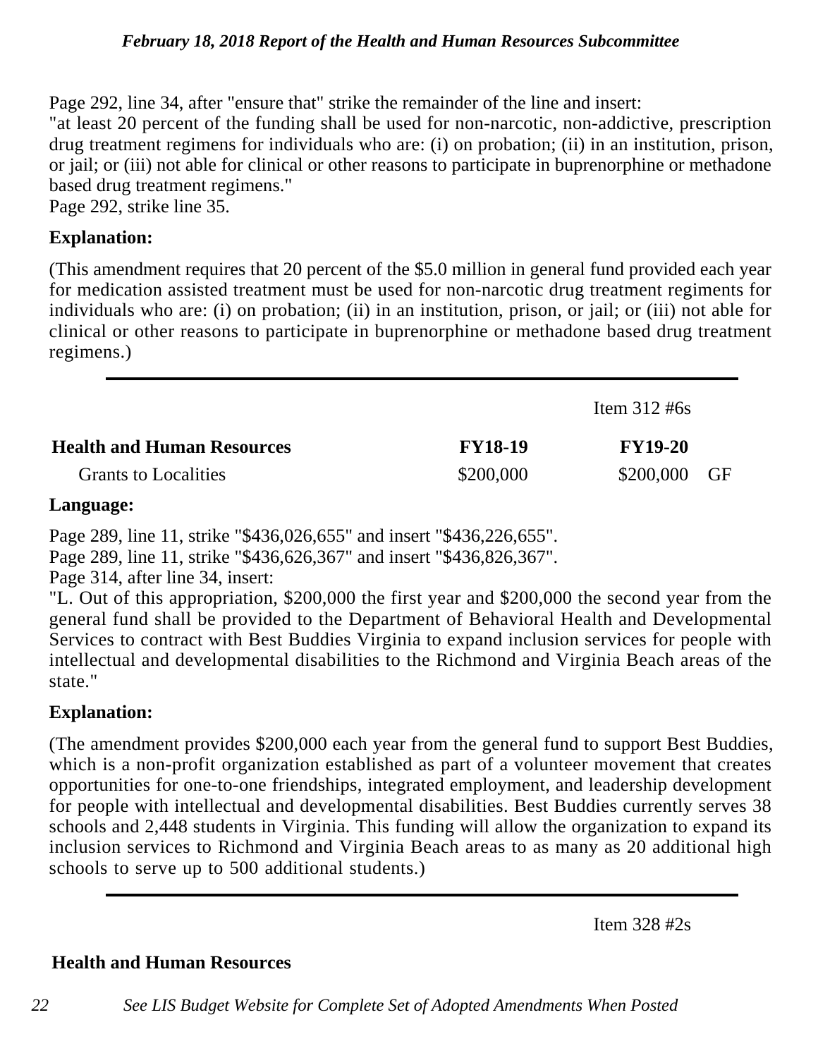Page 292, line 34, after "ensure that" strike the remainder of the line and insert:
"at least 20 percent of the funding shall be used for non-narcotic, non-addictive, prescription drug treatment regimens for individuals who are: (i) on probation; (ii) in an institution, prison, or jail; or (iii) not able for clinical or other reasons to participate in buprenorphine or methadone based drug treatment regimens."
Page 292, strike line 35.

**Explanation:**

(This amendment requires that 20 percent of the $5.0 million in general fund provided each year for medication assisted treatment must be used for non-narcotic drug treatment regiments for individuals who are: (i) on probation; (ii) in an institution, prison, or jail; or (iii) not able for clinical or other reasons to participate in buprenorphine or methadone based drug treatment regimens.)

---

Item 312 #6s

| Health and Human Resources | FY18-19 | FY19-20 | |
|---|---|---|---|
| Grants to Localities | $200,000 | $200,000 | GF |

**Language:**

Page 289, line 11, strike "$436,026,655" and insert "$436,226,655".
Page 289, line 11, strike "$436,626,367" and insert "$436,826,367".
Page 314, after line 34, insert:
"L. Out of this appropriation, $200,000 the first year and $200,000 the second year from the general fund shall be provided to the Department of Behavioral Health and Developmental Services to contract with Best Buddies Virginia to expand inclusion services for people with intellectual and developmental disabilities to the Richmond and Virginia Beach areas of the state."

**Explanation:**

(The amendment provides $200,000 each year from the general fund to support Best Buddies, which is a non-profit organization established as part of a volunteer movement that creates opportunities for one-to-one friendships, integrated employment, and leadership development for people with intellectual and developmental disabilities. Best Buddies currently serves 38 schools and 2,448 students in Virginia. This funding will allow the organization to expand its inclusion services to Richmond and Virginia Beach areas to as many as 20 additional high schools to serve up to 500 additional students.)

---

Item 328 #2s

**Health and Human Resources**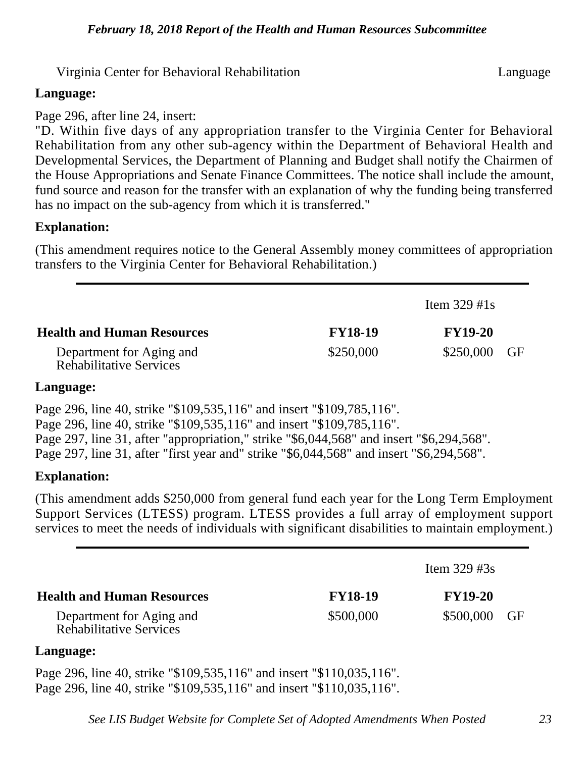Virginia Center for Behavioral Rehabilitation — Language

**Language:**

Page 296, after line 24, insert:
"D. Within five days of any appropriation transfer to the Virginia Center for Behavioral Rehabilitation from any other sub-agency within the Department of Behavioral Health and Developmental Services, the Department of Planning and Budget shall notify the Chairmen of the House Appropriations and Senate Finance Committees. The notice shall include the amount, fund source and reason for the transfer with an explanation of why the funding being transferred has no impact on the sub-agency from which it is transferred."

**Explanation:**

(This amendment requires notice to the General Assembly money committees of appropriation transfers to the Virginia Center for Behavioral Rehabilitation.)

---

Item 329 #1s

| Health and Human Resources | FY18-19 | FY19-20 | |
|---|---|---|---|
| Department for Aging and Rehabilitative Services | $250,000 | $250,000 | GF |

**Language:**

Page 296, line 40, strike "$109,535,116" and insert "$109,785,116".
Page 296, line 40, strike "$109,535,116" and insert "$109,785,116".
Page 297, line 31, after "appropriation," strike "$6,044,568" and insert "$6,294,568".
Page 297, line 31, after "first year and" strike "$6,044,568" and insert "$6,294,568".

**Explanation:**

(This amendment adds $250,000 from general fund each year for the Long Term Employment Support Services (LTESS) program. LTESS provides a full array of employment support services to meet the needs of individuals with significant disabilities to maintain employment.)

---

Item 329 #3s

| Health and Human Resources | FY18-19 | FY19-20 | |
|---|---|---|---|
| Department for Aging and Rehabilitative Services | $500,000 | $500,000 | GF |

**Language:**

Page 296, line 40, strike "$109,535,116" and insert "$110,035,116".
Page 296, line 40, strike "$109,535,116" and insert "$110,035,116".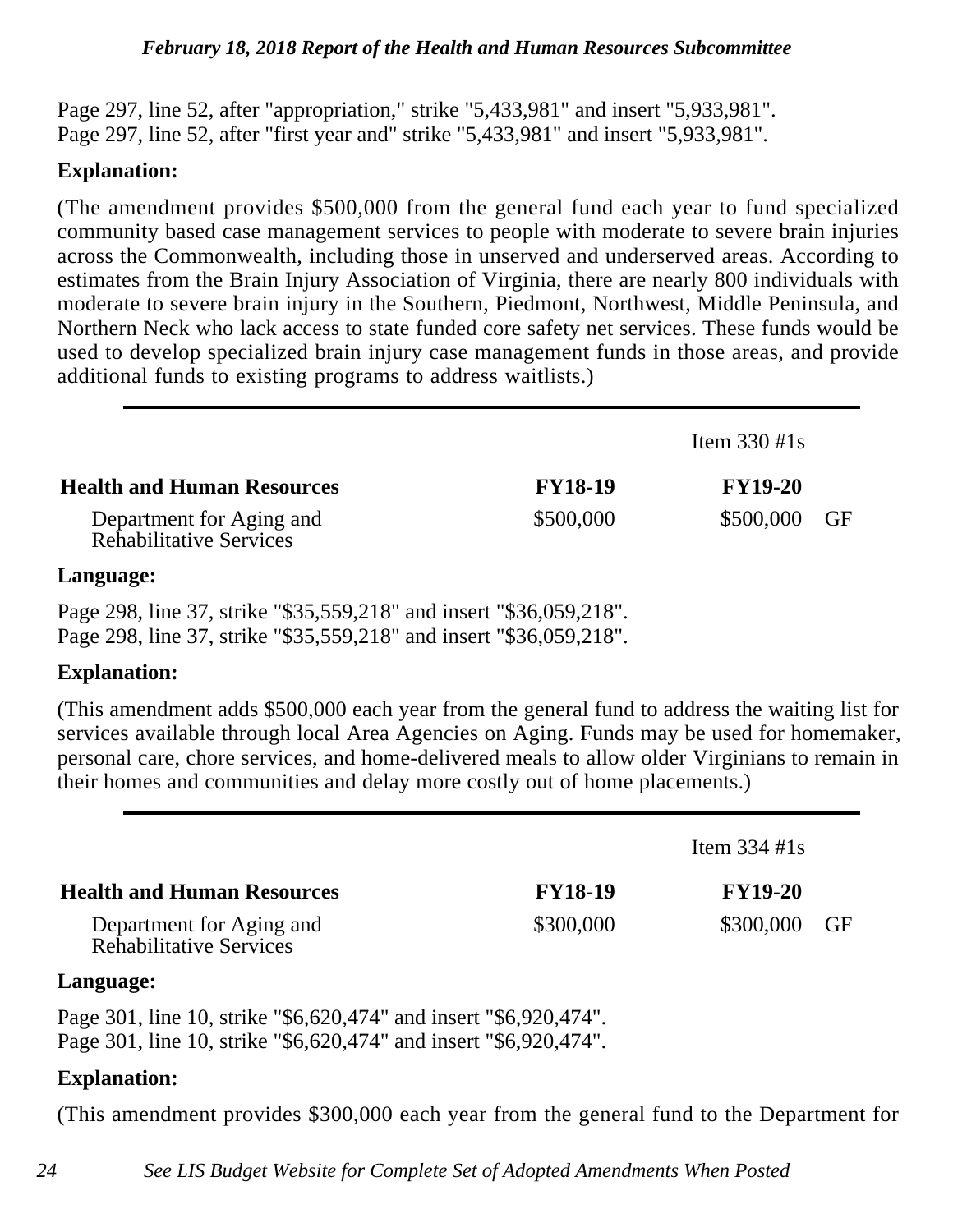Page 297, line 52, after "appropriation," strike "5,433,981" and insert "5,933,981".
Page 297, line 52, after "first year and" strike "5,433,981" and insert "5,933,981".

**Explanation:**

(The amendment provides $500,000 from the general fund each year to fund specialized community based case management services to people with moderate to severe brain injuries across the Commonwealth, including those in unserved and underserved areas. According to estimates from the Brain Injury Association of Virginia, there are nearly 800 individuals with moderate to severe brain injury in the Southern, Piedmont, Northwest, Middle Peninsula, and Northern Neck who lack access to state funded core safety net services. These funds would be used to develop specialized brain injury case management funds in those areas, and provide additional funds to existing programs to address waitlists.)

---

Item 330 #1s

| Health and Human Resources | FY18-19 | FY19-20 | |
|---|---|---|---|
| Department for Aging and Rehabilitative Services | $500,000 | $500,000 | GF |

**Language:**

Page 298, line 37, strike "$35,559,218" and insert "$36,059,218".
Page 298, line 37, strike "$35,559,218" and insert "$36,059,218".

**Explanation:**

(This amendment adds $500,000 each year from the general fund to address the waiting list for services available through local Area Agencies on Aging. Funds may be used for homemaker, personal care, chore services, and home-delivered meals to allow older Virginians to remain in their homes and communities and delay more costly out of home placements.)

---

Item 334 #1s

| Health and Human Resources | FY18-19 | FY19-20 | |
|---|---|---|---|
| Department for Aging and Rehabilitative Services | $300,000 | $300,000 | GF |

**Language:**

Page 301, line 10, strike "$6,620,474" and insert "$6,920,474".
Page 301, line 10, strike "$6,620,474" and insert "$6,920,474".

**Explanation:**

(This amendment provides $300,000 each year from the general fund to the Department for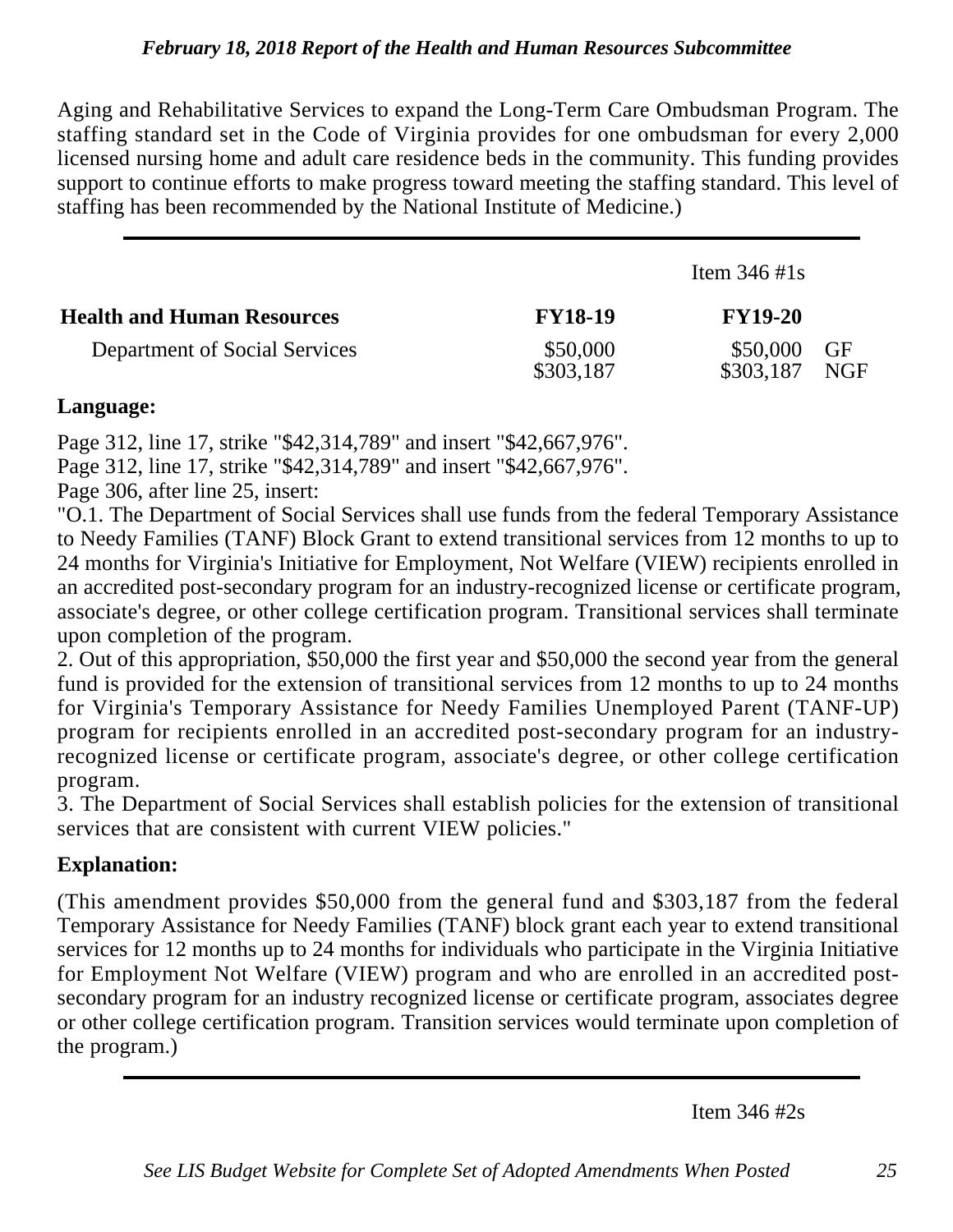Aging and Rehabilitative Services to expand the Long-Term Care Ombudsman Program. The staffing standard set in the Code of Virginia provides for one ombudsman for every 2,000 licensed nursing home and adult care residence beds in the community. This funding provides support to continue efforts to make progress toward meeting the staffing standard. This level of staffing has been recommended by the National Institute of Medicine.)

---

Item 346 #1s

| Health and Human Resources | FY18-19 | FY19-20 | |
|---|---|---|---|
| Department of Social Services | $50,000 | $50,000 | GF |
| | $303,187 | $303,187 | NGF |

**Language:**

Page 312, line 17, strike "$42,314,789" and insert "$42,667,976".
Page 312, line 17, strike "$42,314,789" and insert "$42,667,976".
Page 306, after line 25, insert:
"O.1. The Department of Social Services shall use funds from the federal Temporary Assistance to Needy Families (TANF) Block Grant to extend transitional services from 12 months to up to 24 months for Virginia's Initiative for Employment, Not Welfare (VIEW) recipients enrolled in an accredited post-secondary program for an industry-recognized license or certificate program, associate's degree, or other college certification program. Transitional services shall terminate upon completion of the program.
2. Out of this appropriation, $50,000 the first year and $50,000 the second year from the general fund is provided for the extension of transitional services from 12 months to up to 24 months for Virginia's Temporary Assistance for Needy Families Unemployed Parent (TANF-UP) program for recipients enrolled in an accredited post-secondary program for an industry-recognized license or certificate program, associate's degree, or other college certification program.
3. The Department of Social Services shall establish policies for the extension of transitional services that are consistent with current VIEW policies."

**Explanation:**

(This amendment provides $50,000 from the general fund and $303,187 from the federal Temporary Assistance for Needy Families (TANF) block grant each year to extend transitional services for 12 months up to 24 months for individuals who participate in the Virginia Initiative for Employment Not Welfare (VIEW) program and who are enrolled in an accredited post-secondary program for an industry recognized license or certificate program, associates degree or other college certification program. Transition services would terminate upon completion of the program.)

---

Item 346 #2s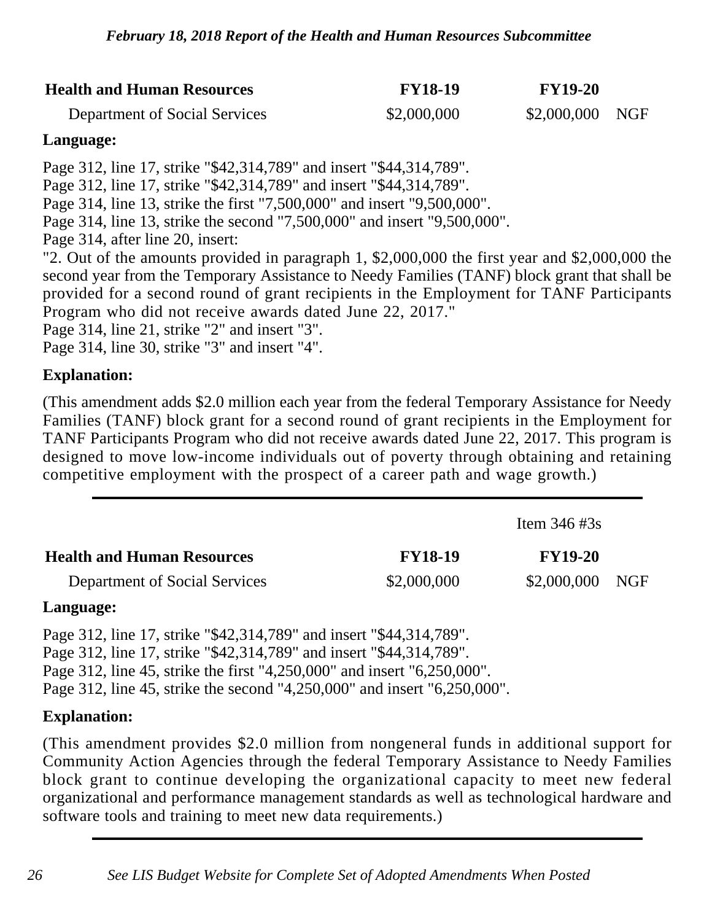| Health and Human Resources | FY18-19 | FY19-20 | |
|---|---|---|---|
| Department of Social Services | $2,000,000 | $2,000,000 | NGF |

**Language:**

Page 312, line 17, strike "$42,314,789" and insert "$44,314,789".
Page 312, line 17, strike "$42,314,789" and insert "$44,314,789".
Page 314, line 13, strike the first "7,500,000" and insert "9,500,000".
Page 314, line 13, strike the second "7,500,000" and insert "9,500,000".
Page 314, after line 20, insert:
"2. Out of the amounts provided in paragraph 1, $2,000,000 the first year and $2,000,000 the second year from the Temporary Assistance to Needy Families (TANF) block grant that shall be provided for a second round of grant recipients in the Employment for TANF Participants Program who did not receive awards dated June 22, 2017."
Page 314, line 21, strike "2" and insert "3".
Page 314, line 30, strike "3" and insert "4".

**Explanation:**

(This amendment adds $2.0 million each year from the federal Temporary Assistance for Needy Families (TANF) block grant for a second round of grant recipients in the Employment for TANF Participants Program who did not receive awards dated June 22, 2017. This program is designed to move low-income individuals out of poverty through obtaining and retaining competitive employment with the prospect of a career path and wage growth.)

---

Item 346 #3s

| Health and Human Resources | FY18-19 | FY19-20 | |
|---|---|---|---|
| Department of Social Services | $2,000,000 | $2,000,000 | NGF |

**Language:**

Page 312, line 17, strike "$42,314,789" and insert "$44,314,789".
Page 312, line 17, strike "$42,314,789" and insert "$44,314,789".
Page 312, line 45, strike the first "4,250,000" and insert "6,250,000".
Page 312, line 45, strike the second "4,250,000" and insert "6,250,000".

**Explanation:**

(This amendment provides $2.0 million from nongeneral funds in additional support for Community Action Agencies through the federal Temporary Assistance to Needy Families block grant to continue developing the organizational capacity to meet new federal organizational and performance management standards as well as technological hardware and software tools and training to meet new data requirements.)

---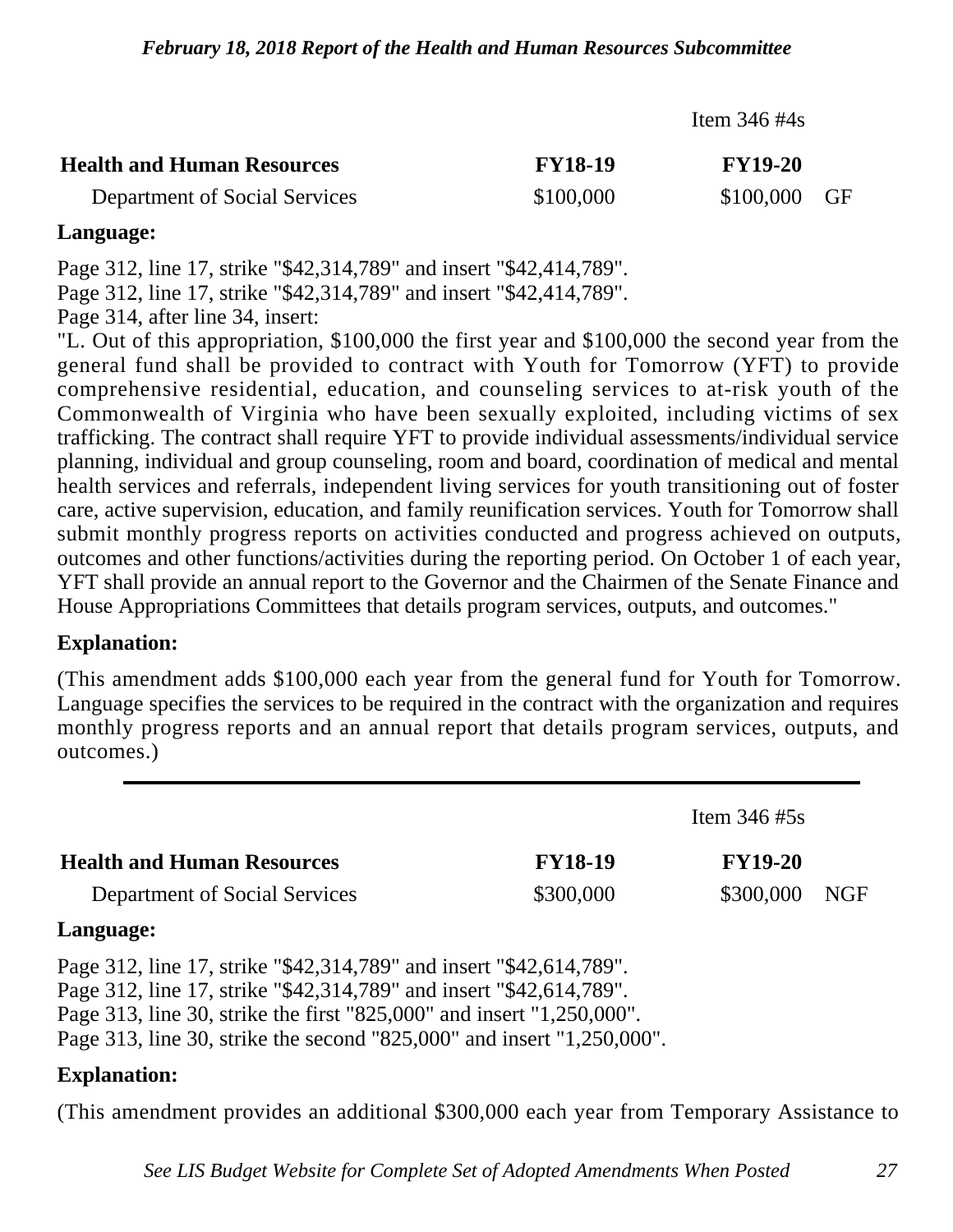Item 346 #4s

| Health and Human Resources | FY18-19 | FY19-20 | |
|---|---|---|---|
| Department of Social Services | \$100,000 | \$100,000 | GF |

**Language:**

Page 312, line 17, strike "\$42,314,789" and insert "\$42,414,789".
Page 312, line 17, strike "\$42,314,789" and insert "\$42,414,789".
Page 314, after line 34, insert:
"L. Out of this appropriation, \$100,000 the first year and \$100,000 the second year from the general fund shall be provided to contract with Youth for Tomorrow (YFT) to provide comprehensive residential, education, and counseling services to at-risk youth of the Commonwealth of Virginia who have been sexually exploited, including victims of sex trafficking. The contract shall require YFT to provide individual assessments/individual service planning, individual and group counseling, room and board, coordination of medical and mental health services and referrals, independent living services for youth transitioning out of foster care, active supervision, education, and family reunification services. Youth for Tomorrow shall submit monthly progress reports on activities conducted and progress achieved on outputs, outcomes and other functions/activities during the reporting period. On October 1 of each year, YFT shall provide an annual report to the Governor and the Chairmen of the Senate Finance and House Appropriations Committees that details program services, outputs, and outcomes."

**Explanation:**

(This amendment adds \$100,000 each year from the general fund for Youth for Tomorrow. Language specifies the services to be required in the contract with the organization and requires monthly progress reports and an annual report that details program services, outputs, and outcomes.)

---

Item 346 #5s

| Health and Human Resources | FY18-19 | FY19-20 | |
|---|---|---|---|
| Department of Social Services | \$300,000 | \$300,000 | NGF |

**Language:**

Page 312, line 17, strike "\$42,314,789" and insert "\$42,614,789".
Page 312, line 17, strike "\$42,314,789" and insert "\$42,614,789".
Page 313, line 30, strike the first "825,000" and insert "1,250,000".
Page 313, line 30, strike the second "825,000" and insert "1,250,000".

**Explanation:**

(This amendment provides an additional \$300,000 each year from Temporary Assistance to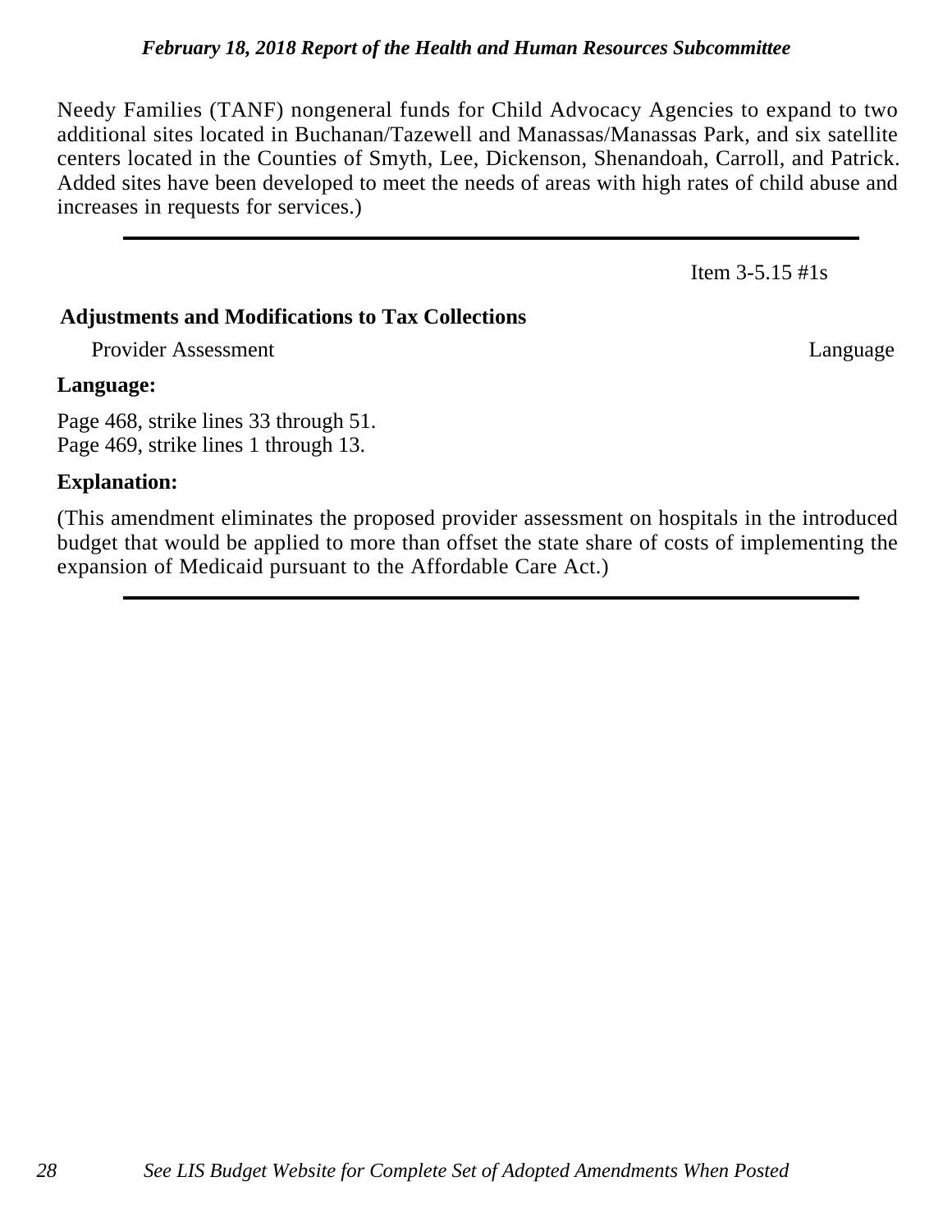Needy Families (TANF) nongeneral funds for Child Advocacy Agencies to expand to two additional sites located in Buchanan/Tazewell and Manassas/Manassas Park, and six satellite centers located in the Counties of Smyth, Lee, Dickenson, Shenandoah, Carroll, and Patrick. Added sites have been developed to meet the needs of areas with high rates of child abuse and increases in requests for services.)

---

Item 3-5.15 #1s

**Adjustments and Modifications to Tax Collections**

Provider Assessment — Language

**Language:**

Page 468, strike lines 33 through 51.
Page 469, strike lines 1 through 13.

**Explanation:**

(This amendment eliminates the proposed provider assessment on hospitals in the introduced budget that would be applied to more than offset the state share of costs of implementing the expansion of Medicaid pursuant to the Affordable Care Act.)

---